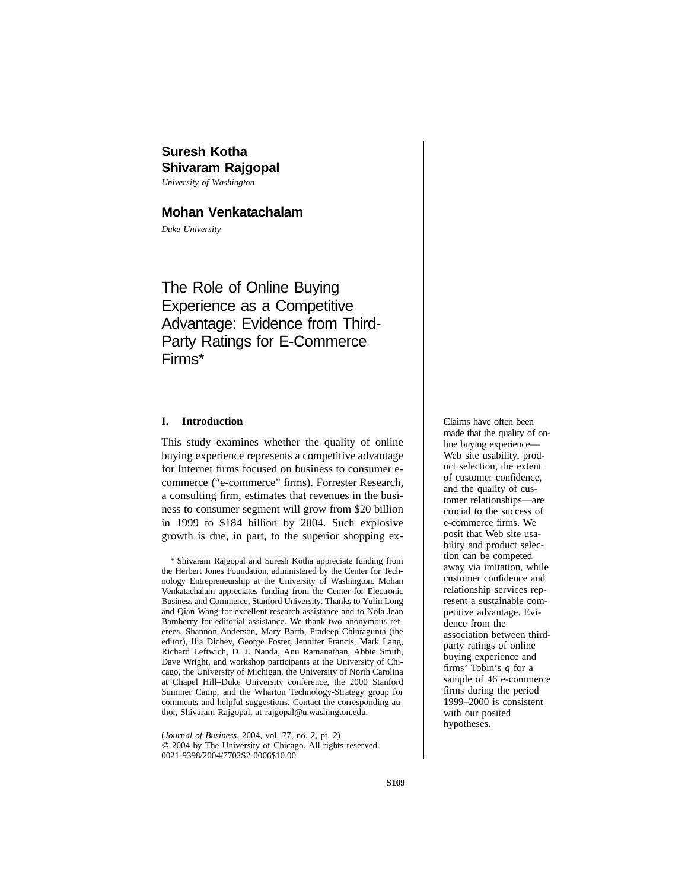**Suresh Kotha**
**Shivaram Rajgopal**
*University of Washington*

**Mohan Venkatachalam**
*Duke University*

# The Role of Online Buying Experience as a Competitive Advantage: Evidence from Third-Party Ratings for E-Commerce Firms*

Claims have often been made that the quality of online buying experience—Web site usability, product selection, the extent of customer confidence, and the quality of customer relationships—are crucial to the success of e-commerce firms. We posit that Web site usability and product selection can be competed away via imitation, while customer confidence and relationship services represent a sustainable competitive advantage. Evidence from the association between third-party ratings of online buying experience and firms' Tobin's *q* for a sample of 46 e-commerce firms during the period 1999–2000 is consistent with our posited hypotheses.

## I. Introduction

This study examines whether the quality of online buying experience represents a competitive advantage for Internet firms focused on business to consumer e-commerce ("e-commerce" firms). Forrester Research, a consulting firm, estimates that revenues in the business to consumer segment will grow from $20 billion in 1999 to $184 billion by 2004. Such explosive growth is due, in part, to the superior shopping ex-

\* Shivaram Rajgopal and Suresh Kotha appreciate funding from the Herbert Jones Foundation, administered by the Center for Technology Entrepreneurship at the University of Washington. Mohan Venkatachalam appreciates funding from the Center for Electronic Business and Commerce, Stanford University. Thanks to Yulin Long and Qian Wang for excellent research assistance and to Nola Jean Bamberry for editorial assistance. We thank two anonymous referees, Shannon Anderson, Mary Barth, Pradeep Chintagunta (the editor), Ilia Dichev, George Foster, Jennifer Francis, Mark Lang, Richard Leftwich, D. J. Nanda, Anu Ramanathan, Abbie Smith, Dave Wright, and workshop participants at the University of Chicago, the University of Michigan, the University of North Carolina at Chapel Hill–Duke University conference, the 2000 Stanford Summer Camp, and the Wharton Technology-Strategy group for comments and helpful suggestions. Contact the corresponding author, Shivaram Rajgopal, at rajgopal@u.washington.edu.

(*Journal of Business*, 2004, vol. 77, no. 2, pt. 2)
© 2004 by The University of Chicago. All rights reserved.
0021-9398/2004/7702S2-0006$10.00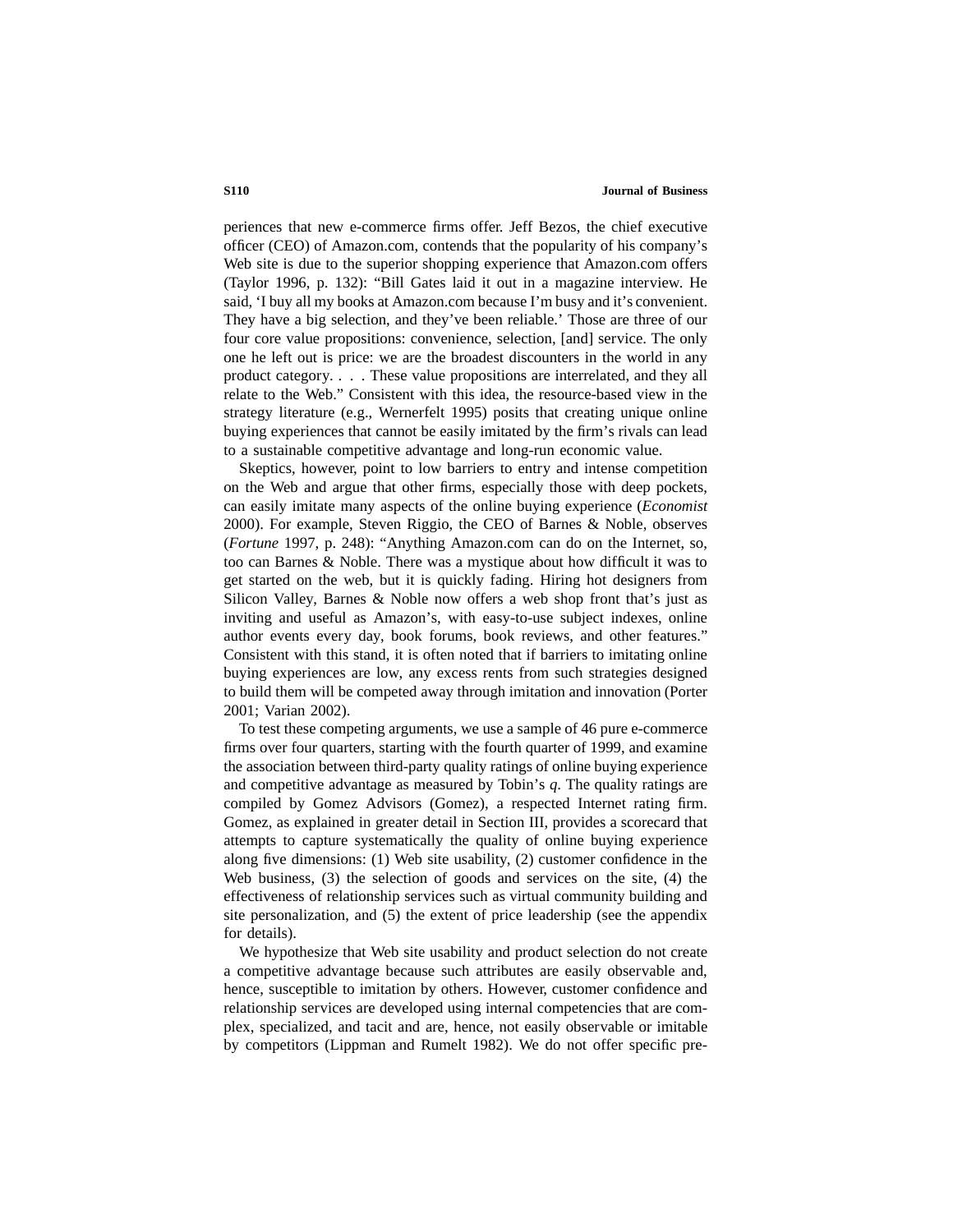periences that new e-commerce firms offer. Jeff Bezos, the chief executive officer (CEO) of Amazon.com, contends that the popularity of his company's Web site is due to the superior shopping experience that Amazon.com offers (Taylor 1996, p. 132): "Bill Gates laid it out in a magazine interview. He said, 'I buy all my books at Amazon.com because I'm busy and it's convenient. They have a big selection, and they've been reliable.' Those are three of our four core value propositions: convenience, selection, [and] service. The only one he left out is price: we are the broadest discounters in the world in any product category. . . . These value propositions are interrelated, and they all relate to the Web." Consistent with this idea, the resource-based view in the strategy literature (e.g., Wernerfelt 1995) posits that creating unique online buying experiences that cannot be easily imitated by the firm's rivals can lead to a sustainable competitive advantage and long-run economic value.

Skeptics, however, point to low barriers to entry and intense competition on the Web and argue that other firms, especially those with deep pockets, can easily imitate many aspects of the online buying experience (*Economist* 2000). For example, Steven Riggio, the CEO of Barnes & Noble, observes (*Fortune* 1997, p. 248): "Anything Amazon.com can do on the Internet, so, too can Barnes & Noble. There was a mystique about how difficult it was to get started on the web, but it is quickly fading. Hiring hot designers from Silicon Valley, Barnes & Noble now offers a web shop front that's just as inviting and useful as Amazon's, with easy-to-use subject indexes, online author events every day, book forums, book reviews, and other features." Consistent with this stand, it is often noted that if barriers to imitating online buying experiences are low, any excess rents from such strategies designed to build them will be competed away through imitation and innovation (Porter 2001; Varian 2002).

To test these competing arguments, we use a sample of 46 pure e-commerce firms over four quarters, starting with the fourth quarter of 1999, and examine the association between third-party quality ratings of online buying experience and competitive advantage as measured by Tobin's *q*. The quality ratings are compiled by Gomez Advisors (Gomez), a respected Internet rating firm. Gomez, as explained in greater detail in Section III, provides a scorecard that attempts to capture systematically the quality of online buying experience along five dimensions: (1) Web site usability, (2) customer confidence in the Web business, (3) the selection of goods and services on the site, (4) the effectiveness of relationship services such as virtual community building and site personalization, and (5) the extent of price leadership (see the appendix for details).

We hypothesize that Web site usability and product selection do not create a competitive advantage because such attributes are easily observable and, hence, susceptible to imitation by others. However, customer confidence and relationship services are developed using internal competencies that are complex, specialized, and tacit and are, hence, not easily observable or imitable by competitors (Lippman and Rumelt 1982). We do not offer specific pre-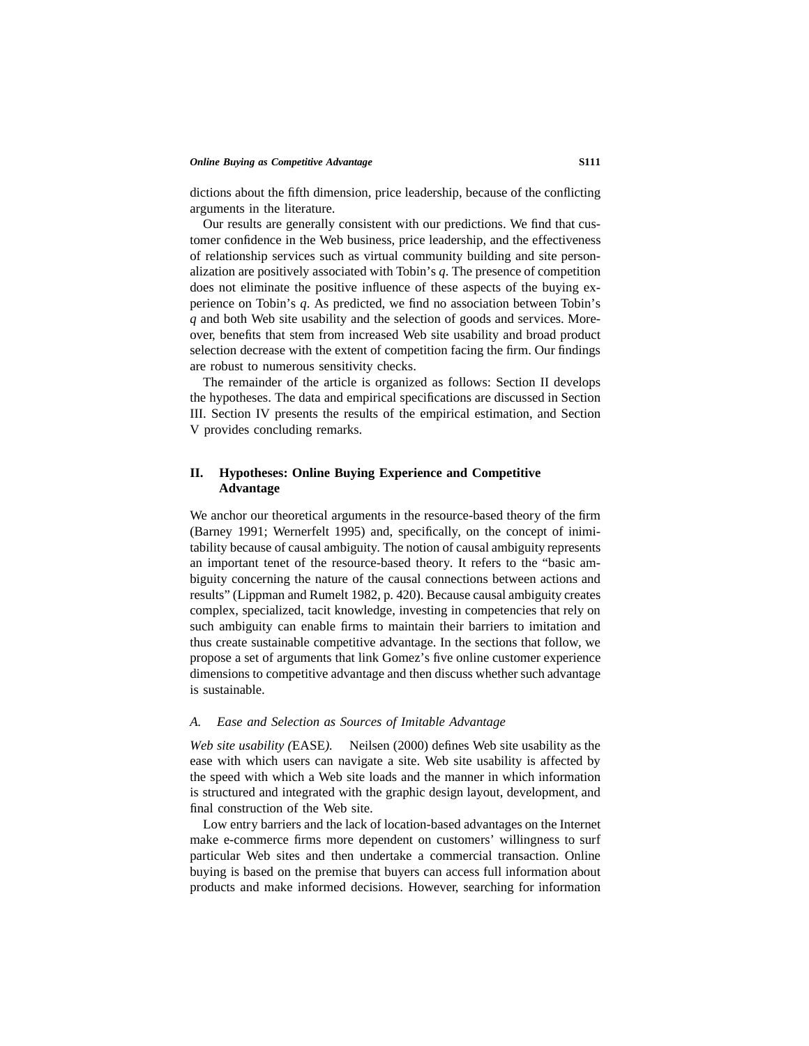dictions about the fifth dimension, price leadership, because of the conflicting arguments in the literature.

Our results are generally consistent with our predictions. We find that customer confidence in the Web business, price leadership, and the effectiveness of relationship services such as virtual community building and site personalization are positively associated with Tobin's $q$. The presence of competition does not eliminate the positive influence of these aspects of the buying experience on Tobin's $q$. As predicted, we find no association between Tobin's $q$ and both Web site usability and the selection of goods and services. Moreover, benefits that stem from increased Web site usability and broad product selection decrease with the extent of competition facing the firm. Our findings are robust to numerous sensitivity checks.

The remainder of the article is organized as follows: Section II develops the hypotheses. The data and empirical specifications are discussed in Section III. Section IV presents the results of the empirical estimation, and Section V provides concluding remarks.

## II. Hypotheses: Online Buying Experience and Competitive Advantage

We anchor our theoretical arguments in the resource-based theory of the firm (Barney 1991; Wernerfelt 1995) and, specifically, on the concept of inimitability because of causal ambiguity. The notion of causal ambiguity represents an important tenet of the resource-based theory. It refers to the "basic ambiguity concerning the nature of the causal connections between actions and results" (Lippman and Rumelt 1982, p. 420). Because causal ambiguity creates complex, specialized, tacit knowledge, investing in competencies that rely on such ambiguity can enable firms to maintain their barriers to imitation and thus create sustainable competitive advantage. In the sections that follow, we propose a set of arguments that link Gomez's five online customer experience dimensions to competitive advantage and then discuss whether such advantage is sustainable.

### A. Ease and Selection as Sources of Imitable Advantage

*Web site usability (*EASE*).* Neilsen (2000) defines Web site usability as the ease with which users can navigate a site. Web site usability is affected by the speed with which a Web site loads and the manner in which information is structured and integrated with the graphic design layout, development, and final construction of the Web site.

Low entry barriers and the lack of location-based advantages on the Internet make e-commerce firms more dependent on customers' willingness to surf particular Web sites and then undertake a commercial transaction. Online buying is based on the premise that buyers can access full information about products and make informed decisions. However, searching for information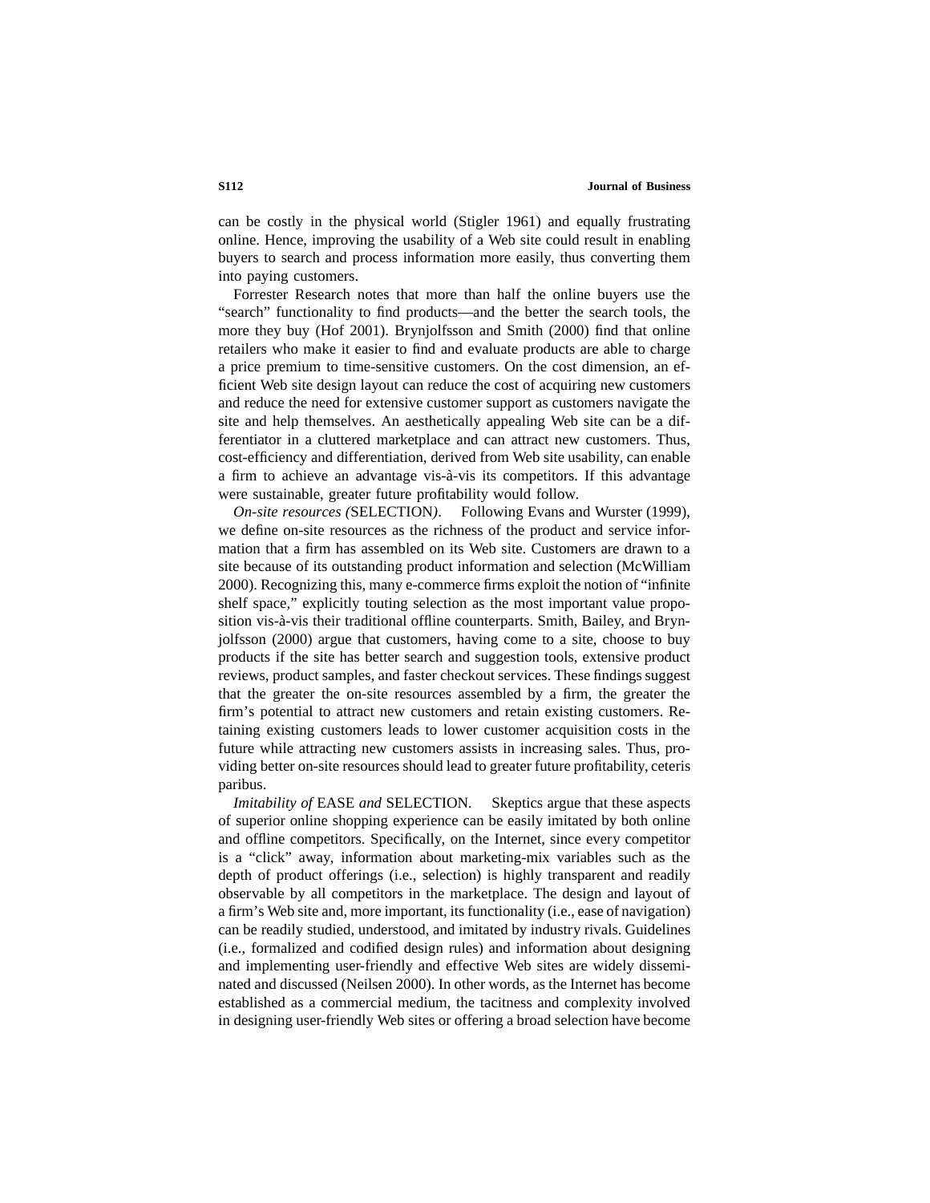can be costly in the physical world (Stigler 1961) and equally frustrating online. Hence, improving the usability of a Web site could result in enabling buyers to search and process information more easily, thus converting them into paying customers.

Forrester Research notes that more than half the online buyers use the "search" functionality to find products—and the better the search tools, the more they buy (Hof 2001). Brynjolfsson and Smith (2000) find that online retailers who make it easier to find and evaluate products are able to charge a price premium to time-sensitive customers. On the cost dimension, an efficient Web site design layout can reduce the cost of acquiring new customers and reduce the need for extensive customer support as customers navigate the site and help themselves. An aesthetically appealing Web site can be a differentiator in a cluttered marketplace and can attract new customers. Thus, cost-efficiency and differentiation, derived from Web site usability, can enable a firm to achieve an advantage vis-à-vis its competitors. If this advantage were sustainable, greater future profitability would follow.

*On-site resources (*SELECTION*).* Following Evans and Wurster (1999), we define on-site resources as the richness of the product and service information that a firm has assembled on its Web site. Customers are drawn to a site because of its outstanding product information and selection (McWilliam 2000). Recognizing this, many e-commerce firms exploit the notion of "infinite shelf space," explicitly touting selection as the most important value proposition vis-à-vis their traditional offline counterparts. Smith, Bailey, and Brynjolfsson (2000) argue that customers, having come to a site, choose to buy products if the site has better search and suggestion tools, extensive product reviews, product samples, and faster checkout services. These findings suggest that the greater the on-site resources assembled by a firm, the greater the firm's potential to attract new customers and retain existing customers. Retaining existing customers leads to lower customer acquisition costs in the future while attracting new customers assists in increasing sales. Thus, providing better on-site resources should lead to greater future profitability, ceteris paribus.

*Imitability of* EASE *and* SELECTION. Skeptics argue that these aspects of superior online shopping experience can be easily imitated by both online and offline competitors. Specifically, on the Internet, since every competitor is a "click" away, information about marketing-mix variables such as the depth of product offerings (i.e., selection) is highly transparent and readily observable by all competitors in the marketplace. The design and layout of a firm's Web site and, more important, its functionality (i.e., ease of navigation) can be readily studied, understood, and imitated by industry rivals. Guidelines (i.e., formalized and codified design rules) and information about designing and implementing user-friendly and effective Web sites are widely disseminated and discussed (Neilsen 2000). In other words, as the Internet has become established as a commercial medium, the tacitness and complexity involved in designing user-friendly Web sites or offering a broad selection have become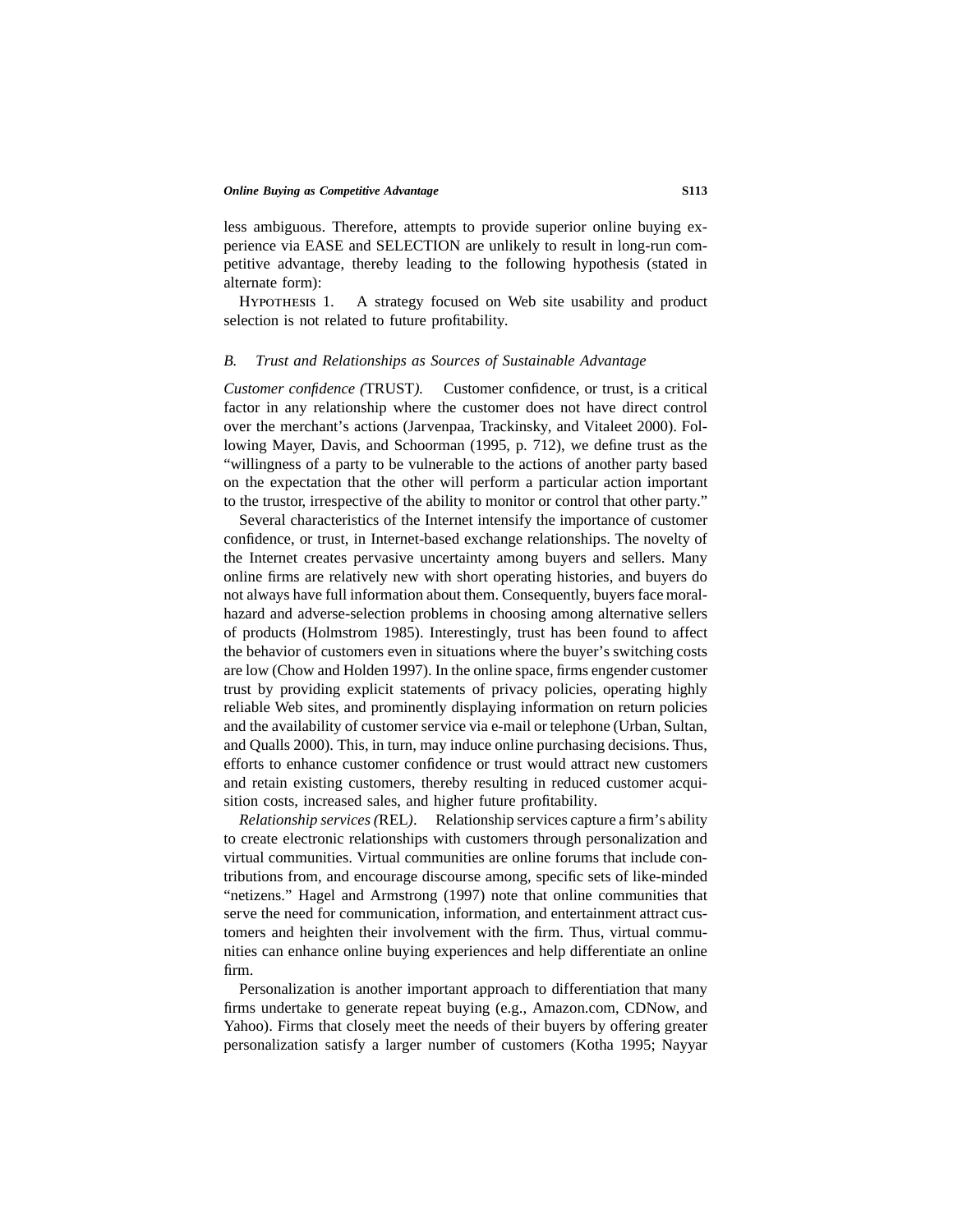less ambiguous. Therefore, attempts to provide superior online buying experience via EASE and SELECTION are unlikely to result in long-run competitive advantage, thereby leading to the following hypothesis (stated in alternate form):

HYPOTHESIS 1. A strategy focused on Web site usability and product selection is not related to future profitability.

### *B. Trust and Relationships as Sources of Sustainable Advantage*

*Customer confidence (*TRUST*).* Customer confidence, or trust, is a critical factor in any relationship where the customer does not have direct control over the merchant's actions (Jarvenpaa, Trackinsky, and Vitaleet 2000). Following Mayer, Davis, and Schoorman (1995, p. 712), we define trust as the "willingness of a party to be vulnerable to the actions of another party based on the expectation that the other will perform a particular action important to the trustor, irrespective of the ability to monitor or control that other party."

Several characteristics of the Internet intensify the importance of customer confidence, or trust, in Internet-based exchange relationships. The novelty of the Internet creates pervasive uncertainty among buyers and sellers. Many online firms are relatively new with short operating histories, and buyers do not always have full information about them. Consequently, buyers face moral-hazard and adverse-selection problems in choosing among alternative sellers of products (Holmstrom 1985). Interestingly, trust has been found to affect the behavior of customers even in situations where the buyer's switching costs are low (Chow and Holden 1997). In the online space, firms engender customer trust by providing explicit statements of privacy policies, operating highly reliable Web sites, and prominently displaying information on return policies and the availability of customer service via e-mail or telephone (Urban, Sultan, and Qualls 2000). This, in turn, may induce online purchasing decisions. Thus, efforts to enhance customer confidence or trust would attract new customers and retain existing customers, thereby resulting in reduced customer acquisition costs, increased sales, and higher future profitability.

*Relationship services (*REL*).* Relationship services capture a firm's ability to create electronic relationships with customers through personalization and virtual communities. Virtual communities are online forums that include contributions from, and encourage discourse among, specific sets of like-minded "netizens." Hagel and Armstrong (1997) note that online communities that serve the need for communication, information, and entertainment attract customers and heighten their involvement with the firm. Thus, virtual communities can enhance online buying experiences and help differentiate an online firm.

Personalization is another important approach to differentiation that many firms undertake to generate repeat buying (e.g., Amazon.com, CDNow, and Yahoo). Firms that closely meet the needs of their buyers by offering greater personalization satisfy a larger number of customers (Kotha 1995; Nayyar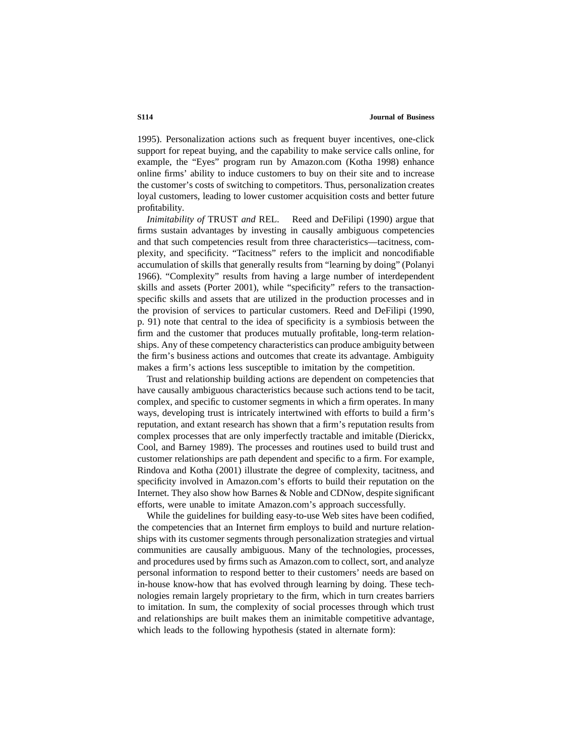1995). Personalization actions such as frequent buyer incentives, one-click support for repeat buying, and the capability to make service calls online, for example, the "Eyes" program run by Amazon.com (Kotha 1998) enhance online firms' ability to induce customers to buy on their site and to increase the customer's costs of switching to competitors. Thus, personalization creates loyal customers, leading to lower customer acquisition costs and better future profitability.

*Inimitability of* TRUST *and* REL. Reed and DeFilipi (1990) argue that firms sustain advantages by investing in causally ambiguous competencies and that such competencies result from three characteristics—tacitness, complexity, and specificity. "Tacitness" refers to the implicit and noncodifiable accumulation of skills that generally results from "learning by doing" (Polanyi 1966). "Complexity" results from having a large number of interdependent skills and assets (Porter 2001), while "specificity" refers to the transaction-specific skills and assets that are utilized in the production processes and in the provision of services to particular customers. Reed and DeFilipi (1990, p. 91) note that central to the idea of specificity is a symbiosis between the firm and the customer that produces mutually profitable, long-term relationships. Any of these competency characteristics can produce ambiguity between the firm's business actions and outcomes that create its advantage. Ambiguity makes a firm's actions less susceptible to imitation by the competition.

Trust and relationship building actions are dependent on competencies that have causally ambiguous characteristics because such actions tend to be tacit, complex, and specific to customer segments in which a firm operates. In many ways, developing trust is intricately intertwined with efforts to build a firm's reputation, and extant research has shown that a firm's reputation results from complex processes that are only imperfectly tractable and imitable (Dierickx, Cool, and Barney 1989). The processes and routines used to build trust and customer relationships are path dependent and specific to a firm. For example, Rindova and Kotha (2001) illustrate the degree of complexity, tacitness, and specificity involved in Amazon.com's efforts to build their reputation on the Internet. They also show how Barnes & Noble and CDNow, despite significant efforts, were unable to imitate Amazon.com's approach successfully.

While the guidelines for building easy-to-use Web sites have been codified, the competencies that an Internet firm employs to build and nurture relationships with its customer segments through personalization strategies and virtual communities are causally ambiguous. Many of the technologies, processes, and procedures used by firms such as Amazon.com to collect, sort, and analyze personal information to respond better to their customers' needs are based on in-house know-how that has evolved through learning by doing. These technologies remain largely proprietary to the firm, which in turn creates barriers to imitation. In sum, the complexity of social processes through which trust and relationships are built makes them an inimitable competitive advantage, which leads to the following hypothesis (stated in alternate form):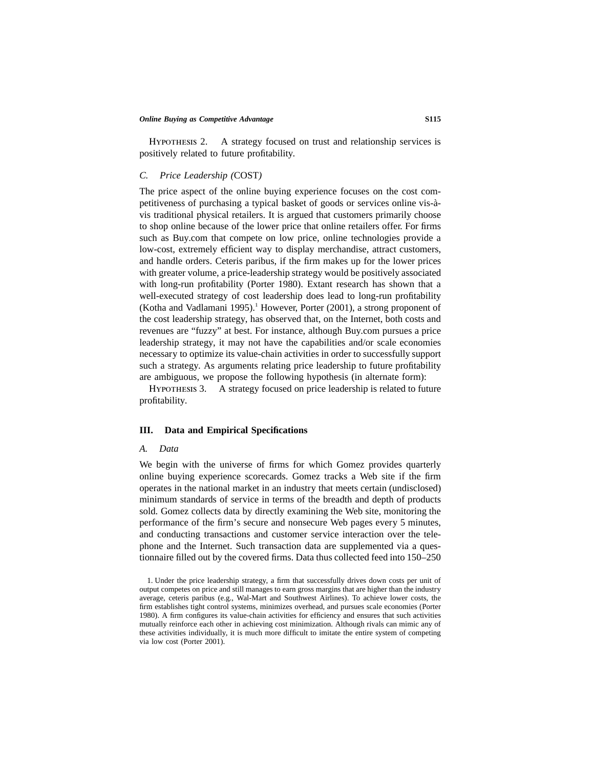Hypothesis 2. A strategy focused on trust and relationship services is positively related to future profitability.

### *C. Price Leadership (*COST*)*

The price aspect of the online buying experience focuses on the cost competitiveness of purchasing a typical basket of goods or services online vis-à-vis traditional physical retailers. It is argued that customers primarily choose to shop online because of the lower price that online retailers offer. For firms such as Buy.com that compete on low price, online technologies provide a low-cost, extremely efficient way to display merchandise, attract customers, and handle orders. Ceteris paribus, if the firm makes up for the lower prices with greater volume, a price-leadership strategy would be positively associated with long-run profitability (Porter 1980). Extant research has shown that a well-executed strategy of cost leadership does lead to long-run profitability (Kotha and Vadlamani 1995).[1] However, Porter (2001), a strong proponent of the cost leadership strategy, has observed that, on the Internet, both costs and revenues are "fuzzy" at best. For instance, although Buy.com pursues a price leadership strategy, it may not have the capabilities and/or scale economies necessary to optimize its value-chain activities in order to successfully support such a strategy. As arguments relating price leadership to future profitability are ambiguous, we propose the following hypothesis (in alternate form):

Hypothesis 3. A strategy focused on price leadership is related to future profitability.

## III. Data and Empirical Specifications

### *A. Data*

We begin with the universe of firms for which Gomez provides quarterly online buying experience scorecards. Gomez tracks a Web site if the firm operates in the national market in an industry that meets certain (undisclosed) minimum standards of service in terms of the breadth and depth of products sold. Gomez collects data by directly examining the Web site, monitoring the performance of the firm's secure and nonsecure Web pages every 5 minutes, and conducting transactions and customer service interaction over the telephone and the Internet. Such transaction data are supplemented via a questionnaire filled out by the covered firms. Data thus collected feed into 150–250

1. Under the price leadership strategy, a firm that successfully drives down costs per unit of output competes on price and still manages to earn gross margins that are higher than the industry average, ceteris paribus (e.g., Wal-Mart and Southwest Airlines). To achieve lower costs, the firm establishes tight control systems, minimizes overhead, and pursues scale economies (Porter 1980). A firm configures its value-chain activities for efficiency and ensures that such activities mutually reinforce each other in achieving cost minimization. Although rivals can mimic any of these activities individually, it is much more difficult to imitate the entire system of competing via low cost (Porter 2001).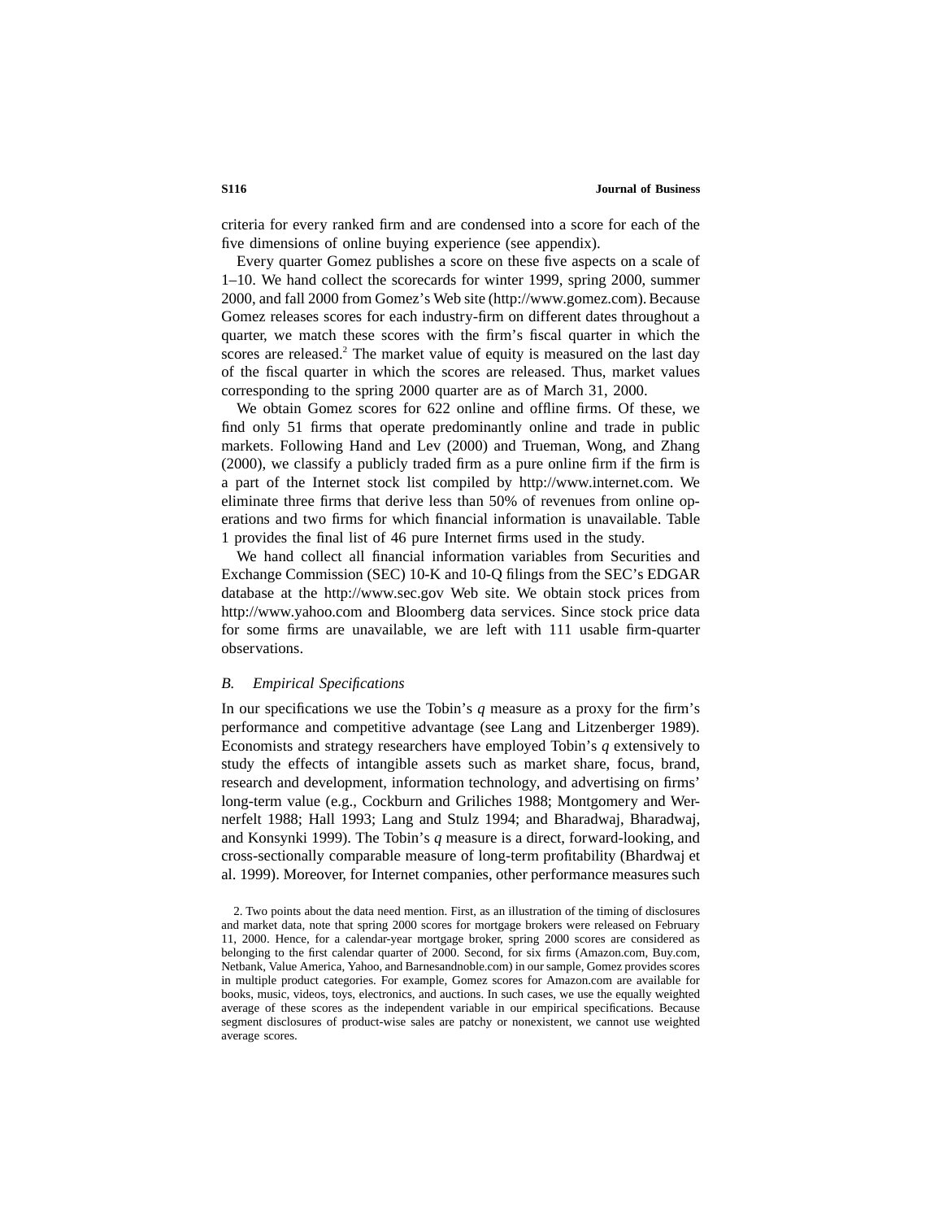criteria for every ranked firm and are condensed into a score for each of the five dimensions of online buying experience (see appendix).

Every quarter Gomez publishes a score on these five aspects on a scale of 1–10. We hand collect the scorecards for winter 1999, spring 2000, summer 2000, and fall 2000 from Gomez's Web site (http://www.gomez.com). Because Gomez releases scores for each industry-firm on different dates throughout a quarter, we match these scores with the firm's fiscal quarter in which the scores are released.[2] The market value of equity is measured on the last day of the fiscal quarter in which the scores are released. Thus, market values corresponding to the spring 2000 quarter are as of March 31, 2000.

We obtain Gomez scores for 622 online and offline firms. Of these, we find only 51 firms that operate predominantly online and trade in public markets. Following Hand and Lev (2000) and Trueman, Wong, and Zhang (2000), we classify a publicly traded firm as a pure online firm if the firm is a part of the Internet stock list compiled by http://www.internet.com. We eliminate three firms that derive less than 50% of revenues from online operations and two firms for which financial information is unavailable. Table 1 provides the final list of 46 pure Internet firms used in the study.

We hand collect all financial information variables from Securities and Exchange Commission (SEC) 10-K and 10-Q filings from the SEC's EDGAR database at the http://www.sec.gov Web site. We obtain stock prices from http://www.yahoo.com and Bloomberg data services. Since stock price data for some firms are unavailable, we are left with 111 usable firm-quarter observations.

### *B. Empirical Specifications*

In our specifications we use the Tobin's *q* measure as a proxy for the firm's performance and competitive advantage (see Lang and Litzenberger 1989). Economists and strategy researchers have employed Tobin's *q* extensively to study the effects of intangible assets such as market share, focus, brand, research and development, information technology, and advertising on firms' long-term value (e.g., Cockburn and Griliches 1988; Montgomery and Wernerfelt 1988; Hall 1993; Lang and Stulz 1994; and Bharadwaj, Bharadwaj, and Konsynki 1999). The Tobin's *q* measure is a direct, forward-looking, and cross-sectionally comparable measure of long-term profitability (Bhardwaj et al. 1999). Moreover, for Internet companies, other performance measures such

2. Two points about the data need mention. First, as an illustration of the timing of disclosures and market data, note that spring 2000 scores for mortgage brokers were released on February 11, 2000. Hence, for a calendar-year mortgage broker, spring 2000 scores are considered as belonging to the first calendar quarter of 2000. Second, for six firms (Amazon.com, Buy.com, Netbank, Value America, Yahoo, and Barnesandnoble.com) in our sample, Gomez provides scores in multiple product categories. For example, Gomez scores for Amazon.com are available for books, music, videos, toys, electronics, and auctions. In such cases, we use the equally weighted average of these scores as the independent variable in our empirical specifications. Because segment disclosures of product-wise sales are patchy or nonexistent, we cannot use weighted average scores.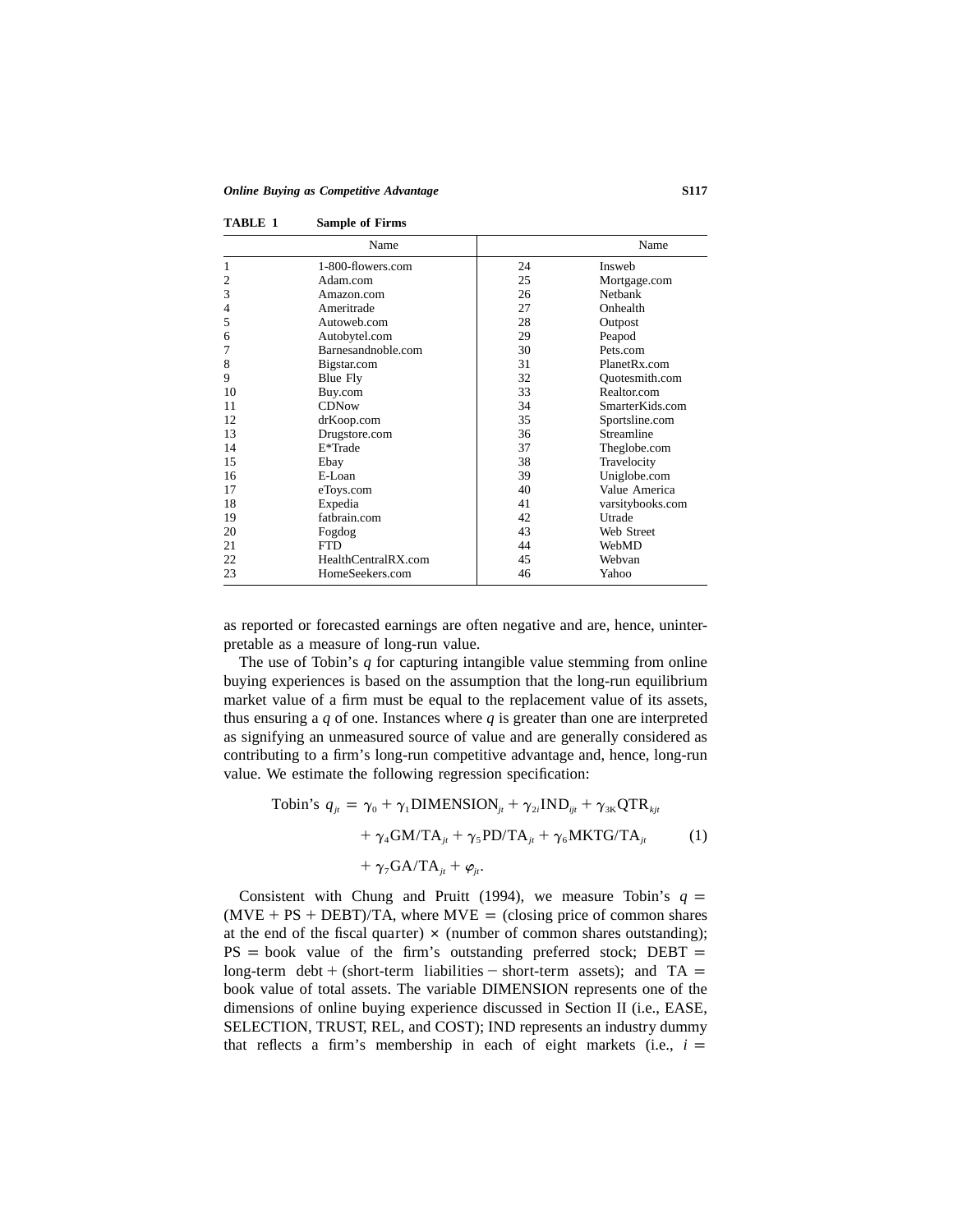**TABLE 1 Sample of Firms**

| | Name | | Name |
|---|---|---|---|
| 1 | 1-800-flowers.com | 24 | Insweb |
| 2 | Adam.com | 25 | Mortgage.com |
| 3 | Amazon.com | 26 | Netbank |
| 4 | Ameritrade | 27 | Onhealth |
| 5 | Autoweb.com | 28 | Outpost |
| 6 | Autobytel.com | 29 | Peapod |
| 7 | Barnesandnoble.com | 30 | Pets.com |
| 8 | Bigstar.com | 31 | PlanetRx.com |
| 9 | Blue Fly | 32 | Quotesmith.com |
| 10 | Buy.com | 33 | Realtor.com |
| 11 | CDNow | 34 | SmarterKids.com |
| 12 | drKoop.com | 35 | Sportsline.com |
| 13 | Drugstore.com | 36 | Streamline |
| 14 | E*Trade | 37 | Theglobe.com |
| 15 | Ebay | 38 | Travelocity |
| 16 | E-Loan | 39 | Uniglobe.com |
| 17 | eToys.com | 40 | Value America |
| 18 | Expedia | 41 | varsitybooks.com |
| 19 | fatbrain.com | 42 | Utrade |
| 20 | Fogdog | 43 | Web Street |
| 21 | FTD | 44 | WebMD |
| 22 | HealthCentralRX.com | 45 | Webvan |
| 23 | HomeSeekers.com | 46 | Yahoo |

as reported or forecasted earnings are often negative and are, hence, uninterpretable as a measure of long-run value.

The use of Tobin's $q$ for capturing intangible value stemming from online buying experiences is based on the assumption that the long-run equilibrium market value of a firm must be equal to the replacement value of its assets, thus ensuring a $q$ of one. Instances where $q$ is greater than one are interpreted as signifying an unmeasured source of value and are generally considered as contributing to a firm's long-run competitive advantage and, hence, long-run value. We estimate the following regression specification:

$$\begin{aligned}\text{Tobin's } q_{jt} = {} & \gamma_0 + \gamma_1 \text{DIMENSION}_{jt} + \gamma_{2i}\text{IND}_{ijt} + \gamma_{3K}\text{QTR}_{kjt} \\ & + \gamma_4 \text{GM/TA}_{jt} + \gamma_5 \text{PD/TA}_{jt} + \gamma_6 \text{MKTG/TA}_{jt} \\ & + \gamma_7 \text{GA/TA}_{jt} + \varphi_{jt}.\end{aligned} \tag{1}$$

Consistent with Chung and Pruitt (1994), we measure Tobin's $q = (\text{MVE} + \text{PS} + \text{DEBT})/\text{TA}$, where $\text{MVE}$ = (closing price of common shares at the end of the fiscal quarter) $\times$ (number of common shares outstanding); $\text{PS}$ = book value of the firm's outstanding preferred stock; $\text{DEBT}$ = long-term debt + (short-term liabilities − short-term assets); and $\text{TA}$ = book value of total assets. The variable DIMENSION represents one of the dimensions of online buying experience discussed in Section II (i.e., EASE, SELECTION, TRUST, REL, and COST); IND represents an industry dummy that reflects a firm's membership in each of eight markets (i.e., $i$ =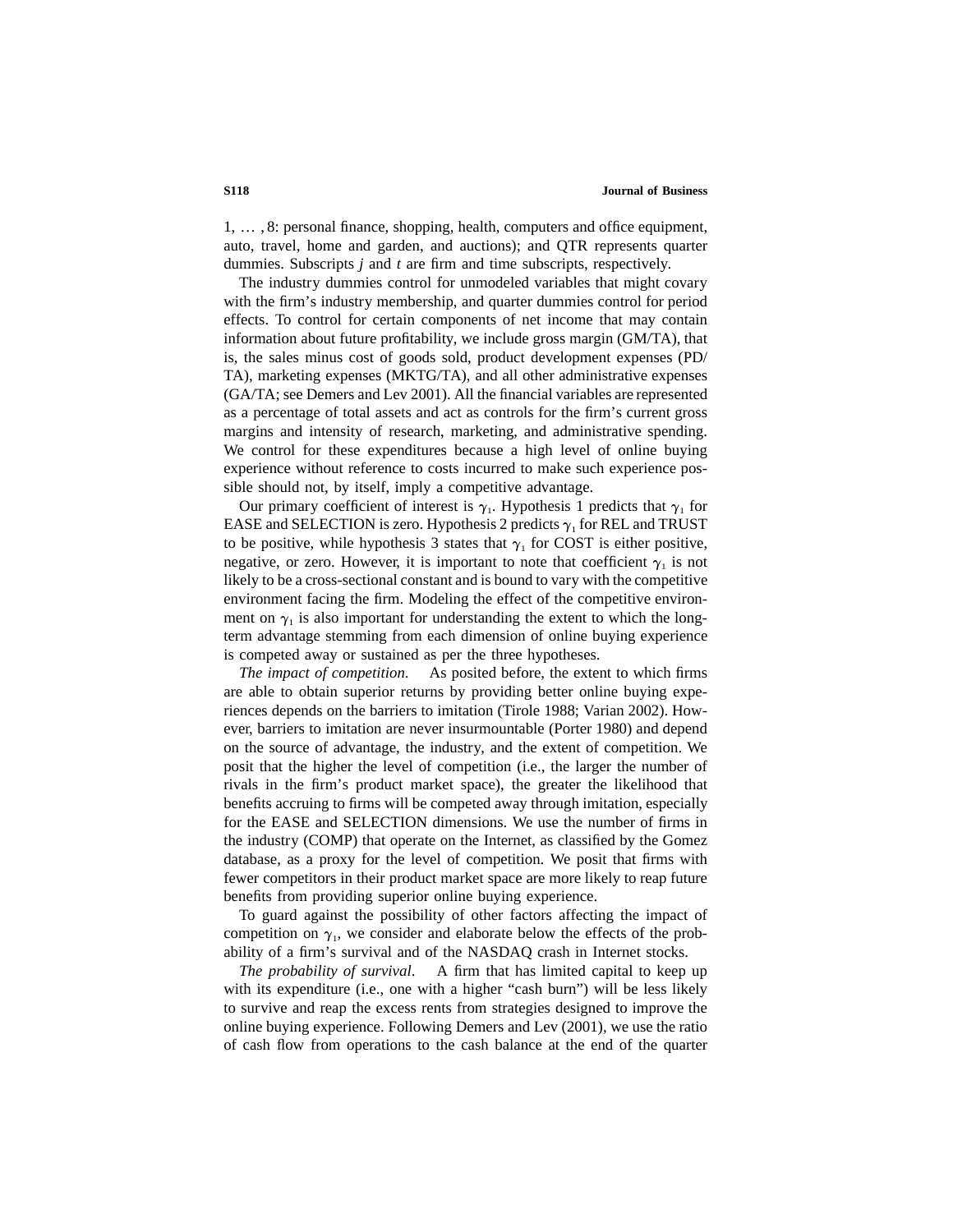1, … , 8: personal finance, shopping, health, computers and office equipment, auto, travel, home and garden, and auctions); and QTR represents quarter dummies. Subscripts $j$ and $t$ are firm and time subscripts, respectively.

The industry dummies control for unmodeled variables that might covary with the firm's industry membership, and quarter dummies control for period effects. To control for certain components of net income that may contain information about future profitability, we include gross margin (GM/TA), that is, the sales minus cost of goods sold, product development expenses (PD/TA), marketing expenses (MKTG/TA), and all other administrative expenses (GA/TA; see Demers and Lev 2001). All the financial variables are represented as a percentage of total assets and act as controls for the firm's current gross margins and intensity of research, marketing, and administrative spending. We control for these expenditures because a high level of online buying experience without reference to costs incurred to make such experience possible should not, by itself, imply a competitive advantage.

Our primary coefficient of interest is $\gamma_1$. Hypothesis 1 predicts that $\gamma_1$ for EASE and SELECTION is zero. Hypothesis 2 predicts $\gamma_1$ for REL and TRUST to be positive, while hypothesis 3 states that $\gamma_1$ for COST is either positive, negative, or zero. However, it is important to note that coefficient $\gamma_1$ is not likely to be a cross-sectional constant and is bound to vary with the competitive environment facing the firm. Modeling the effect of the competitive environment on $\gamma_1$ is also important for understanding the extent to which the long-term advantage stemming from each dimension of online buying experience is competed away or sustained as per the three hypotheses.

*The impact of competition.* As posited before, the extent to which firms are able to obtain superior returns by providing better online buying experiences depends on the barriers to imitation (Tirole 1988; Varian 2002). However, barriers to imitation are never insurmountable (Porter 1980) and depend on the source of advantage, the industry, and the extent of competition. We posit that the higher the level of competition (i.e., the larger the number of rivals in the firm's product market space), the greater the likelihood that benefits accruing to firms will be competed away through imitation, especially for the EASE and SELECTION dimensions. We use the number of firms in the industry (COMP) that operate on the Internet, as classified by the Gomez database, as a proxy for the level of competition. We posit that firms with fewer competitors in their product market space are more likely to reap future benefits from providing superior online buying experience.

To guard against the possibility of other factors affecting the impact of competition on $\gamma_1$, we consider and elaborate below the effects of the probability of a firm's survival and of the NASDAQ crash in Internet stocks.

*The probability of survival.* A firm that has limited capital to keep up with its expenditure (i.e., one with a higher "cash burn") will be less likely to survive and reap the excess rents from strategies designed to improve the online buying experience. Following Demers and Lev (2001), we use the ratio of cash flow from operations to the cash balance at the end of the quarter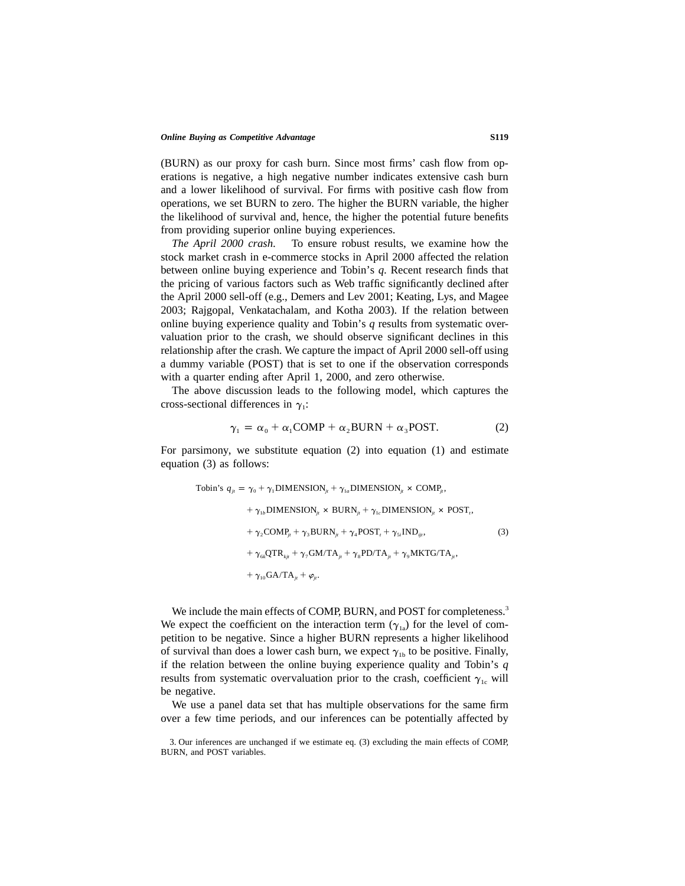(BURN) as our proxy for cash burn. Since most firms' cash flow from operations is negative, a high negative number indicates extensive cash burn and a lower likelihood of survival. For firms with positive cash flow from operations, we set BURN to zero. The higher the BURN variable, the higher the likelihood of survival and, hence, the higher the potential future benefits from providing superior online buying experiences.

*The April 2000 crash.* To ensure robust results, we examine how the stock market crash in e-commerce stocks in April 2000 affected the relation between online buying experience and Tobin's $q$. Recent research finds that the pricing of various factors such as Web traffic significantly declined after the April 2000 sell-off (e.g., Demers and Lev 2001; Keating, Lys, and Magee 2003; Rajgopal, Venkatachalam, and Kotha 2003). If the relation between online buying experience quality and Tobin's $q$ results from systematic overvaluation prior to the crash, we should observe significant declines in this relationship after the crash. We capture the impact of April 2000 sell-off using a dummy variable (POST) that is set to one if the observation corresponds with a quarter ending after April 1, 2000, and zero otherwise.

The above discussion leads to the following model, which captures the cross-sectional differences in $\gamma_1$:

$$\gamma_1 = \alpha_0 + \alpha_1 \text{COMP} + \alpha_2 \text{BURN} + \alpha_3 \text{POST}. \tag{2}$$

For parsimony, we substitute equation (2) into equation (1) and estimate equation (3) as follows:

$$\begin{aligned}\text{Tobin's } q_{jt} = {} & \gamma_0 + \gamma_1 \text{DIMENSION}_{jt} + \gamma_{1a} \text{DIMENSION}_{jt} \times \text{COMP}_{jt}, \\ & + \gamma_{1b} \text{DIMENSION}_{jt} \times \text{BURN}_{jt} + \gamma_{1c} \text{DIMENSION}_{jt} \times \text{POST}_{t}, \\ & + \gamma_2 \text{COMP}_{jt} + \gamma_3 \text{BURN}_{jt} + \gamma_4 \text{POST}_t + \gamma_{5i} \text{IND}_{ijt}, \\ & + \gamma_{6k} \text{QTR}_{kjt} + \gamma_7 \text{GM/TA}_{jt} + \gamma_8 \text{PD/TA}_{jt} + \gamma_9 \text{MKTG/TA}_{jt}, \\ & + \gamma_{10} \text{GA/TA}_{jt} + \varphi_{jt}. \end{aligned} \tag{3}$$

We include the main effects of COMP, BURN, and POST for completeness.[3] We expect the coefficient on the interaction term ($\gamma_{1a}$) for the level of competition to be negative. Since a higher BURN represents a higher likelihood of survival than does a lower cash burn, we expect $\gamma_{1b}$ to be positive. Finally, if the relation between the online buying experience quality and Tobin's $q$ results from systematic overvaluation prior to the crash, coefficient $\gamma_{1c}$ will be negative.

We use a panel data set that has multiple observations for the same firm over a few time periods, and our inferences can be potentially affected by

3. Our inferences are unchanged if we estimate eq. (3) excluding the main effects of COMP, BURN, and POST variables.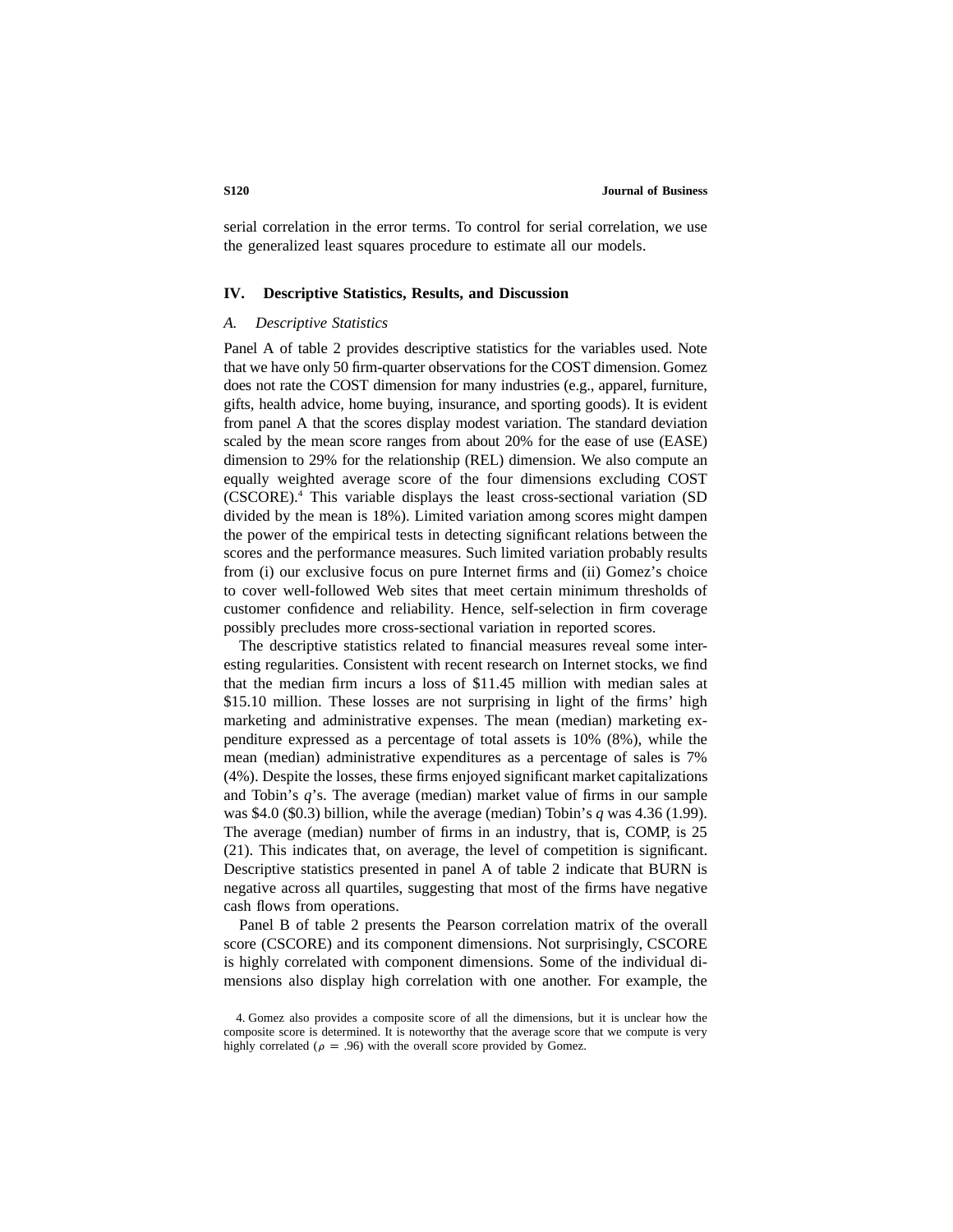serial correlation in the error terms. To control for serial correlation, we use the generalized least squares procedure to estimate all our models.

## IV. Descriptive Statistics, Results, and Discussion

### *A. Descriptive Statistics*

Panel A of table 2 provides descriptive statistics for the variables used. Note that we have only 50 firm-quarter observations for the COST dimension. Gomez does not rate the COST dimension for many industries (e.g., apparel, furniture, gifts, health advice, home buying, insurance, and sporting goods). It is evident from panel A that the scores display modest variation. The standard deviation scaled by the mean score ranges from about 20% for the ease of use (EASE) dimension to 29% for the relationship (REL) dimension. We also compute an equally weighted average score of the four dimensions excluding COST (CSCORE).[4] This variable displays the least cross-sectional variation (SD divided by the mean is 18%). Limited variation among scores might dampen the power of the empirical tests in detecting significant relations between the scores and the performance measures. Such limited variation probably results from (i) our exclusive focus on pure Internet firms and (ii) Gomez's choice to cover well-followed Web sites that meet certain minimum thresholds of customer confidence and reliability. Hence, self-selection in firm coverage possibly precludes more cross-sectional variation in reported scores.

The descriptive statistics related to financial measures reveal some interesting regularities. Consistent with recent research on Internet stocks, we find that the median firm incurs a loss of \$11.45 million with median sales at \$15.10 million. These losses are not surprising in light of the firms' high marketing and administrative expenses. The mean (median) marketing expenditure expressed as a percentage of total assets is 10% (8%), while the mean (median) administrative expenditures as a percentage of sales is 7% (4%). Despite the losses, these firms enjoyed significant market capitalizations and Tobin's $q$'s. The average (median) market value of firms in our sample was \$4.0 (\$0.3) billion, while the average (median) Tobin's $q$ was 4.36 (1.99). The average (median) number of firms in an industry, that is, COMP, is 25 (21). This indicates that, on average, the level of competition is significant. Descriptive statistics presented in panel A of table 2 indicate that BURN is negative across all quartiles, suggesting that most of the firms have negative cash flows from operations.

Panel B of table 2 presents the Pearson correlation matrix of the overall score (CSCORE) and its component dimensions. Not surprisingly, CSCORE is highly correlated with component dimensions. Some of the individual dimensions also display high correlation with one another. For example, the

4. Gomez also provides a composite score of all the dimensions, but it is unclear how the composite score is determined. It is noteworthy that the average score that we compute is very highly correlated ($\rho = .96$) with the overall score provided by Gomez.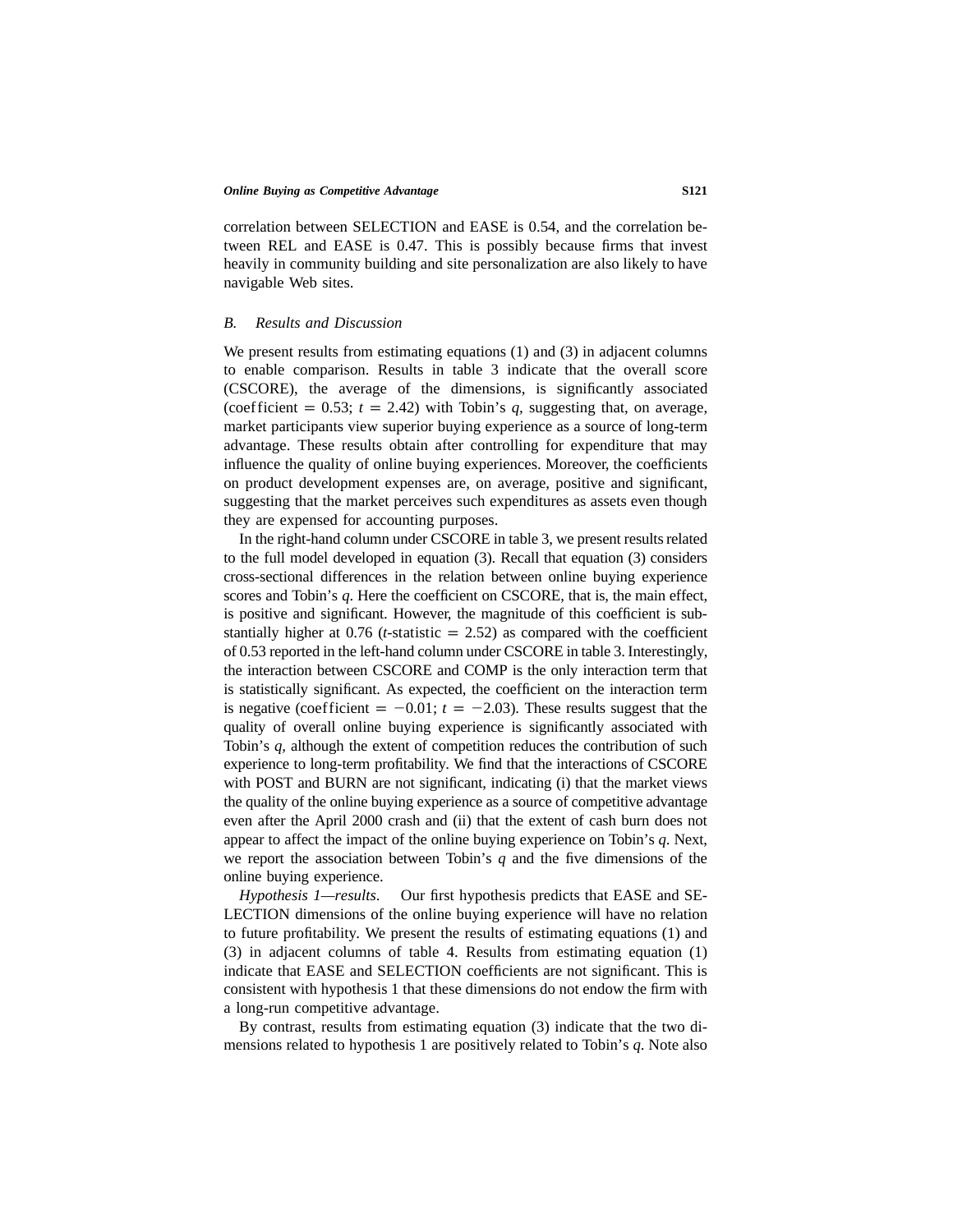correlation between SELECTION and EASE is 0.54, and the correlation between REL and EASE is 0.47. This is possibly because firms that invest heavily in community building and site personalization are also likely to have navigable Web sites.

### *B. Results and Discussion*

We present results from estimating equations (1) and (3) in adjacent columns to enable comparison. Results in table 3 indicate that the overall score (CSCORE), the average of the dimensions, is significantly associated (coefficient $= 0.53$; $t = 2.42$) with Tobin's $q$, suggesting that, on average, market participants view superior buying experience as a source of long-term advantage. These results obtain after controlling for expenditure that may influence the quality of online buying experiences. Moreover, the coefficients on product development expenses are, on average, positive and significant, suggesting that the market perceives such expenditures as assets even though they are expensed for accounting purposes.

In the right-hand column under CSCORE in table 3, we present results related to the full model developed in equation (3). Recall that equation (3) considers cross-sectional differences in the relation between online buying experience scores and Tobin's $q$. Here the coefficient on CSCORE, that is, the main effect, is positive and significant. However, the magnitude of this coefficient is substantially higher at 0.76 ($t$-statistic $= 2.52$) as compared with the coefficient of 0.53 reported in the left-hand column under CSCORE in table 3. Interestingly, the interaction between CSCORE and COMP is the only interaction term that is statistically significant. As expected, the coefficient on the interaction term is negative (coefficient $= -0.01$; $t = -2.03$). These results suggest that the quality of overall online buying experience is significantly associated with Tobin's $q$, although the extent of competition reduces the contribution of such experience to long-term profitability. We find that the interactions of CSCORE with POST and BURN are not significant, indicating (i) that the market views the quality of the online buying experience as a source of competitive advantage even after the April 2000 crash and (ii) that the extent of cash burn does not appear to affect the impact of the online buying experience on Tobin's $q$. Next, we report the association between Tobin's $q$ and the five dimensions of the online buying experience.

*Hypothesis 1—results*. Our first hypothesis predicts that EASE and SELECTION dimensions of the online buying experience will have no relation to future profitability. We present the results of estimating equations (1) and (3) in adjacent columns of table 4. Results from estimating equation (1) indicate that EASE and SELECTION coefficients are not significant. This is consistent with hypothesis 1 that these dimensions do not endow the firm with a long-run competitive advantage.

By contrast, results from estimating equation (3) indicate that the two dimensions related to hypothesis 1 are positively related to Tobin's $q$. Note also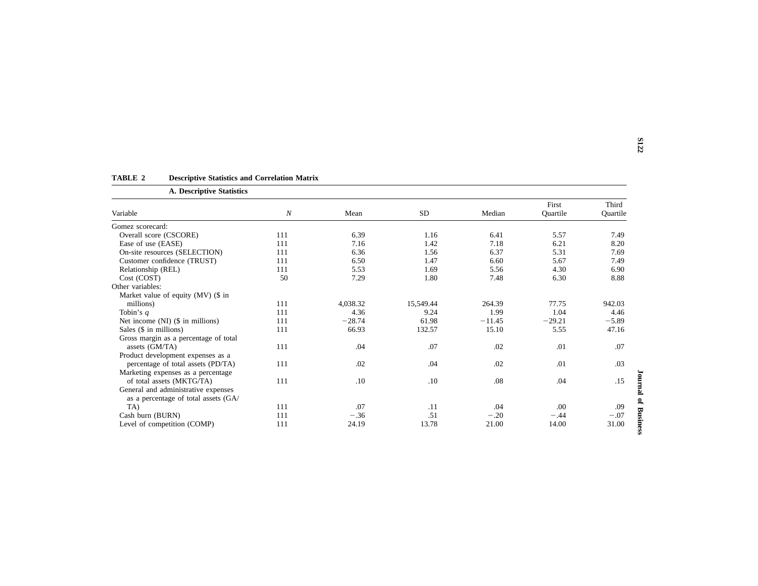**TABLE 2 Descriptive Statistics and Correlation Matrix**

**A. Descriptive Statistics**

| Variable | $N$ | Mean | SD | Median | First Quartile | Third Quartile |
|---|---|---|---|---|---|---|
| Gomez scorecard: | | | | | | |
| Overall score (CSCORE) | 111 | 6.39 | 1.16 | 6.41 | 5.57 | 7.49 |
| Ease of use (EASE) | 111 | 7.16 | 1.42 | 7.18 | 6.21 | 8.20 |
| On-site resources (SELECTION) | 111 | 6.36 | 1.56 | 6.37 | 5.31 | 7.69 |
| Customer confidence (TRUST) | 111 | 6.50 | 1.47 | 6.60 | 5.67 | 7.49 |
| Relationship (REL) | 111 | 5.53 | 1.69 | 5.56 | 4.30 | 6.90 |
| Cost (COST) | 50 | 7.29 | 1.80 | 7.48 | 6.30 | 8.88 |
| Other variables: | | | | | | |
| Market value of equity (MV) ($ in millions) | 111 | 4,038.32 | 15,549.44 | 264.39 | 77.75 | 942.03 |
| Tobin's $q$ | 111 | 4.36 | 9.24 | 1.99 | 1.04 | 4.46 |
| Net income (NI) ($ in millions) | 111 | −28.74 | 61.98 | −11.45 | −29.21 | −5.89 |
| Sales ($ in millions) | 111 | 66.93 | 132.57 | 15.10 | 5.55 | 47.16 |
| Gross margin as a percentage of total assets (GM/TA) | 111 | .04 | .07 | .02 | .01 | .07 |
| Product development expenses as a percentage of total assets (PD/TA) | 111 | .02 | .04 | .02 | .01 | .03 |
| Marketing expenses as a percentage of total assets (MKTG/TA) | 111 | .10 | .10 | .08 | .04 | .15 |
| General and administrative expenses as a percentage of total assets (GA/TA) | 111 | .07 | .11 | .04 | .00 | .09 |
| Cash burn (BURN) | 111 | −.36 | .51 | −.20 | −.44 | −.07 |
| Level of competition (COMP) | 111 | 24.19 | 13.78 | 21.00 | 14.00 | 31.00 |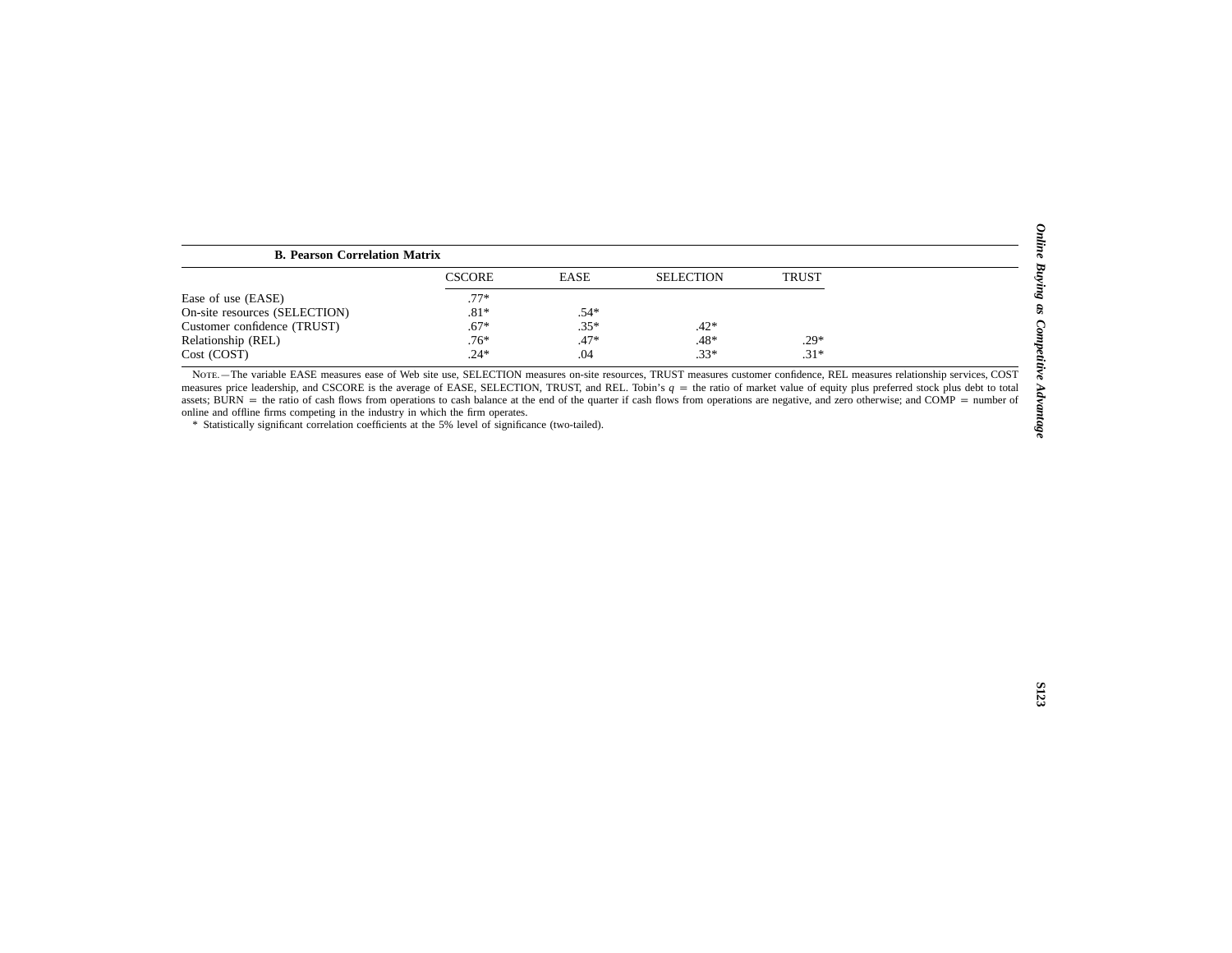**B. Pearson Correlation Matrix**

| | CSCORE | EASE | SELECTION | TRUST |
|---|---|---|---|---|
| Ease of use (EASE) | .77* | | | |
| On-site resources (SELECTION) | .81* | .54* | | |
| Customer confidence (TRUST) | .67* | .35* | .42* | |
| Relationship (REL) | .76* | .47* | .48* | .29* |
| Cost (COST) | .24* | .04 | .33* | .31* |

NOTE.—The variable EASE measures ease of Web site use, SELECTION measures on-site resources, TRUST measures customer confidence, REL measures relationship services, COST measures price leadership, and CSCORE is the average of EASE, SELECTION, TRUST, and REL. Tobin's $q$ = the ratio of market value of equity plus preferred stock plus debt to total assets; BURN = the ratio of cash flows from operations to cash balance at the end of the quarter if cash flows from operations are negative, and zero otherwise; and COMP = number of online and offline firms competing in the industry in which the firm operates.

* Statistically significant correlation coefficients at the 5% level of significance (two-tailed).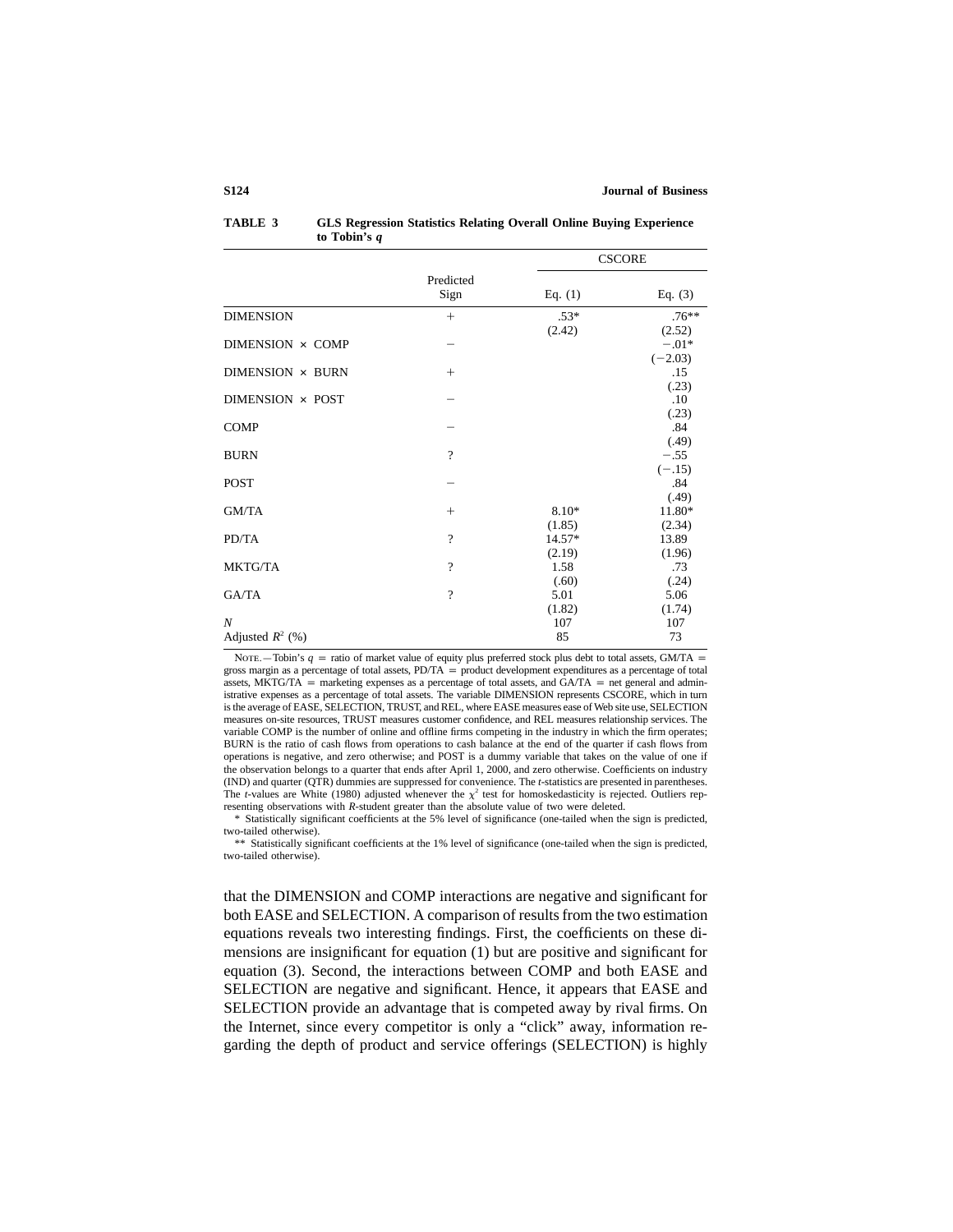**TABLE 3 GLS Regression Statistics Relating Overall Online Buying Experience to Tobin's *q***

| | Predicted Sign | CSCORE | |
|---|---|---|---|
| | | Eq. (1) | Eq. (3) |
| DIMENSION | + | .53* | .76** |
| | | (2.42) | (2.52) |
| DIMENSION × COMP | − | | −.01* |
| | | | (−2.03) |
| DIMENSION × BURN | + | | .15 |
| | | | (.23) |
| DIMENSION × POST | − | | .10 |
| | | | (.23) |
| COMP | − | | .84 |
| | | | (.49) |
| BURN | ? | | −.55 |
| | | | (−.15) |
| POST | − | | .84 |
| | | | (.49) |
| GM/TA | + | 8.10* | 11.80* |
| | | (1.85) | (2.34) |
| PD/TA | ? | 14.57* | 13.89 |
| | | (2.19) | (1.96) |
| MKTG/TA | ? | 1.58 | .73 |
| | | (.60) | (.24) |
| GA/TA | ? | 5.01 | 5.06 |
| | | (1.82) | (1.74) |
| *N* | | 107 | 107 |
| Adjusted $R^2$ (%) | | 85 | 73 |

NOTE.—Tobin's $q$ = ratio of market value of equity plus preferred stock plus debt to total assets, GM/TA = gross margin as a percentage of total assets, PD/TA = product development expenditures as a percentage of total assets, MKTG/TA = marketing expenses as a percentage of total assets, and GA/TA = net general and administrative expenses as a percentage of total assets. The variable DIMENSION represents CSCORE, which in turn is the average of EASE, SELECTION, TRUST, and REL, where EASE measures ease of Web site use, SELECTION measures on-site resources, TRUST measures customer confidence, and REL measures relationship services. The variable COMP is the number of online and offline firms competing in the industry in which the firm operates; BURN is the ratio of cash flows from operations to cash balance at the end of the quarter if cash flows from operations is negative, and zero otherwise; and POST is a dummy variable that takes on the value of one if the observation belongs to a quarter that ends after April 1, 2000, and zero otherwise. Coefficients on industry (IND) and quarter (QTR) dummies are suppressed for convenience. The *t*-statistics are presented in parentheses. The *t*-values are White (1980) adjusted whenever the $\chi^2$ test for homoskedasticity is rejected. Outliers representing observations with *R*-student greater than the absolute value of two were deleted.

\* Statistically significant coefficients at the 5% level of significance (one-tailed when the sign is predicted, two-tailed otherwise).

\*\* Statistically significant coefficients at the 1% level of significance (one-tailed when the sign is predicted, two-tailed otherwise).

that the DIMENSION and COMP interactions are negative and significant for both EASE and SELECTION. A comparison of results from the two estimation equations reveals two interesting findings. First, the coefficients on these dimensions are insignificant for equation (1) but are positive and significant for equation (3). Second, the interactions between COMP and both EASE and SELECTION are negative and significant. Hence, it appears that EASE and SELECTION provide an advantage that is competed away by rival firms. On the Internet, since every competitor is only a "click" away, information regarding the depth of product and service offerings (SELECTION) is highly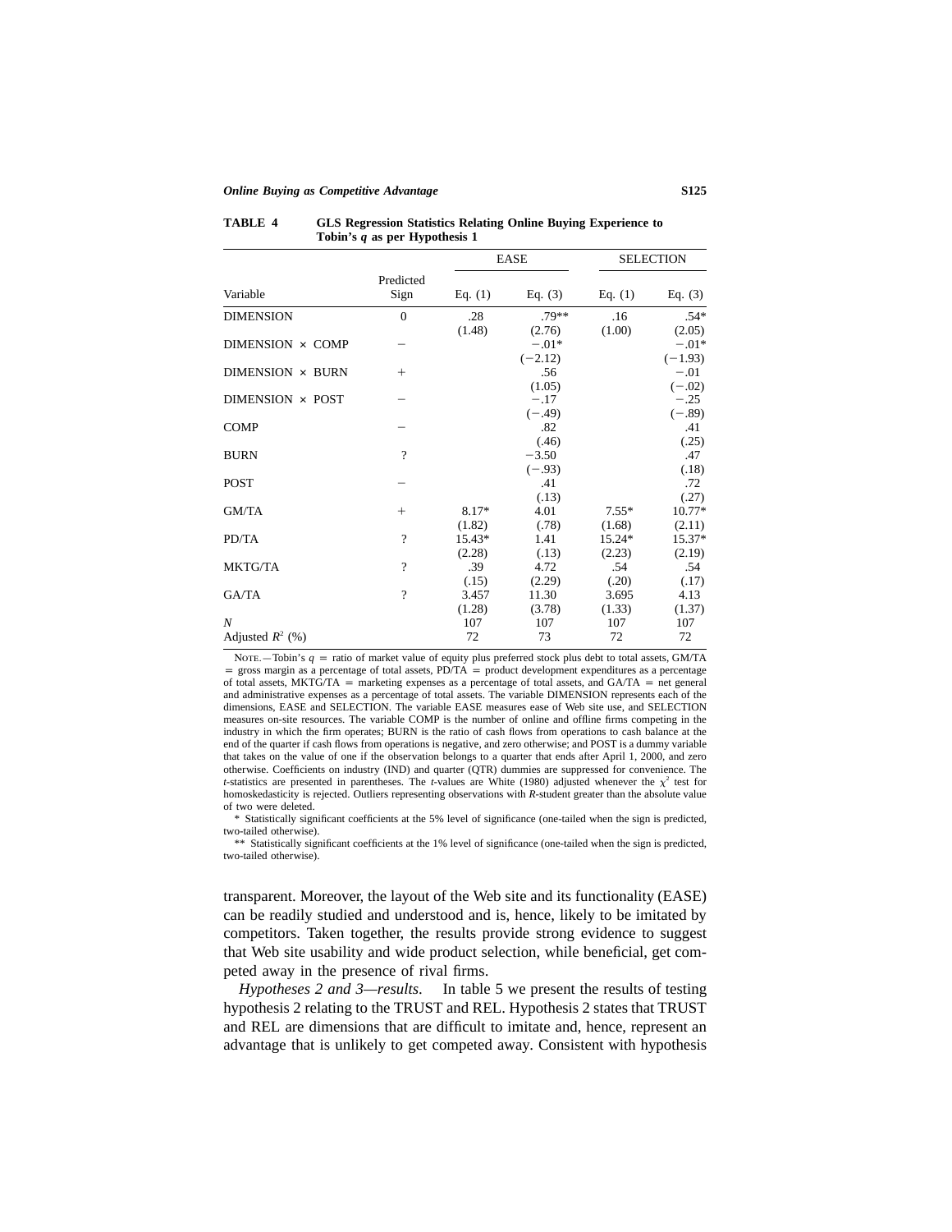**TABLE 4** GLS Regression Statistics Relating Online Buying Experience to Tobin's $q$ as per Hypothesis 1

| Variable | Predicted Sign | EASE Eq. (1) | EASE Eq. (3) | SELECTION Eq. (1) | SELECTION Eq. (3) |
|---|---|---|---|---|---|
| DIMENSION | 0 | .28 | .79** | .16 | .54* |
| | | (1.48) | (2.76) | (1.00) | (2.05) |
| DIMENSION × COMP | − | | −.01* | | −.01* |
| | | | (−2.12) | | (−1.93) |
| DIMENSION × BURN | + | | .56 | | −.01 |
| | | | (1.05) | | (−.02) |
| DIMENSION × POST | − | | −.17 | | −.25 |
| | | | (−.49) | | (−.89) |
| COMP | − | | .82 | | .41 |
| | | | (.46) | | (.25) |
| BURN | ? | | −3.50 | | .47 |
| | | | (−.93) | | (.18) |
| POST | − | | .41 | | .72 |
| | | | (.13) | | (.27) |
| GM/TA | + | 8.17* | 4.01 | 7.55* | 10.77* |
| | | (1.82) | (.78) | (1.68) | (2.11) |
| PD/TA | ? | 15.43* | 1.41 | 15.24* | 15.37* |
| | | (2.28) | (.13) | (2.23) | (2.19) |
| MKTG/TA | ? | .39 | 4.72 | .54 | .54 |
| | | (.15) | (2.29) | (.20) | (.17) |
| GA/TA | ? | 3.457 | 11.30 | 3.695 | 4.13 |
| | | (1.28) | (3.78) | (1.33) | (1.37) |
| $N$ | | 107 | 107 | 107 | 107 |
| Adjusted $R^2$ (%) | | 72 | 73 | 72 | 72 |

Note.—Tobin's $q$ = ratio of market value of equity plus preferred stock plus debt to total assets, GM/TA = gross margin as a percentage of total assets, PD/TA = product development expenditures as a percentage of total assets, MKTG/TA = marketing expenses as a percentage of total assets, and GA/TA = net general and administrative expenses as a percentage of total assets. The variable DIMENSION represents each of the dimensions, EASE and SELECTION. The variable EASE measures ease of Web site use, and SELECTION measures on-site resources. The variable COMP is the number of online and offline firms competing in the industry in which the firm operates; BURN is the ratio of cash flows from operations to cash balance at the end of the quarter if cash flows from operations is negative, and zero otherwise; and POST is a dummy variable that takes on the value of one if the observation belongs to a quarter that ends after April 1, 2000, and zero otherwise. Coefficients on industry (IND) and quarter (QTR) dummies are suppressed for convenience. The $t$-statistics are presented in parentheses. The $t$-values are White (1980) adjusted whenever the $\chi^2$ test for homoskedasticity is rejected. Outliers representing observations with $R$-student greater than the absolute value of two were deleted.

\* Statistically significant coefficients at the 5% level of significance (one-tailed when the sign is predicted, two-tailed otherwise).

\*\* Statistically significant coefficients at the 1% level of significance (one-tailed when the sign is predicted, two-tailed otherwise).

transparent. Moreover, the layout of the Web site and its functionality (EASE) can be readily studied and understood and is, hence, likely to be imitated by competitors. Taken together, the results provide strong evidence to suggest that Web site usability and wide product selection, while beneficial, get competed away in the presence of rival firms.

*Hypotheses 2 and 3—results.* In table 5 we present the results of testing hypothesis 2 relating to the TRUST and REL. Hypothesis 2 states that TRUST and REL are dimensions that are difficult to imitate and, hence, represent an advantage that is unlikely to get competed away. Consistent with hypothesis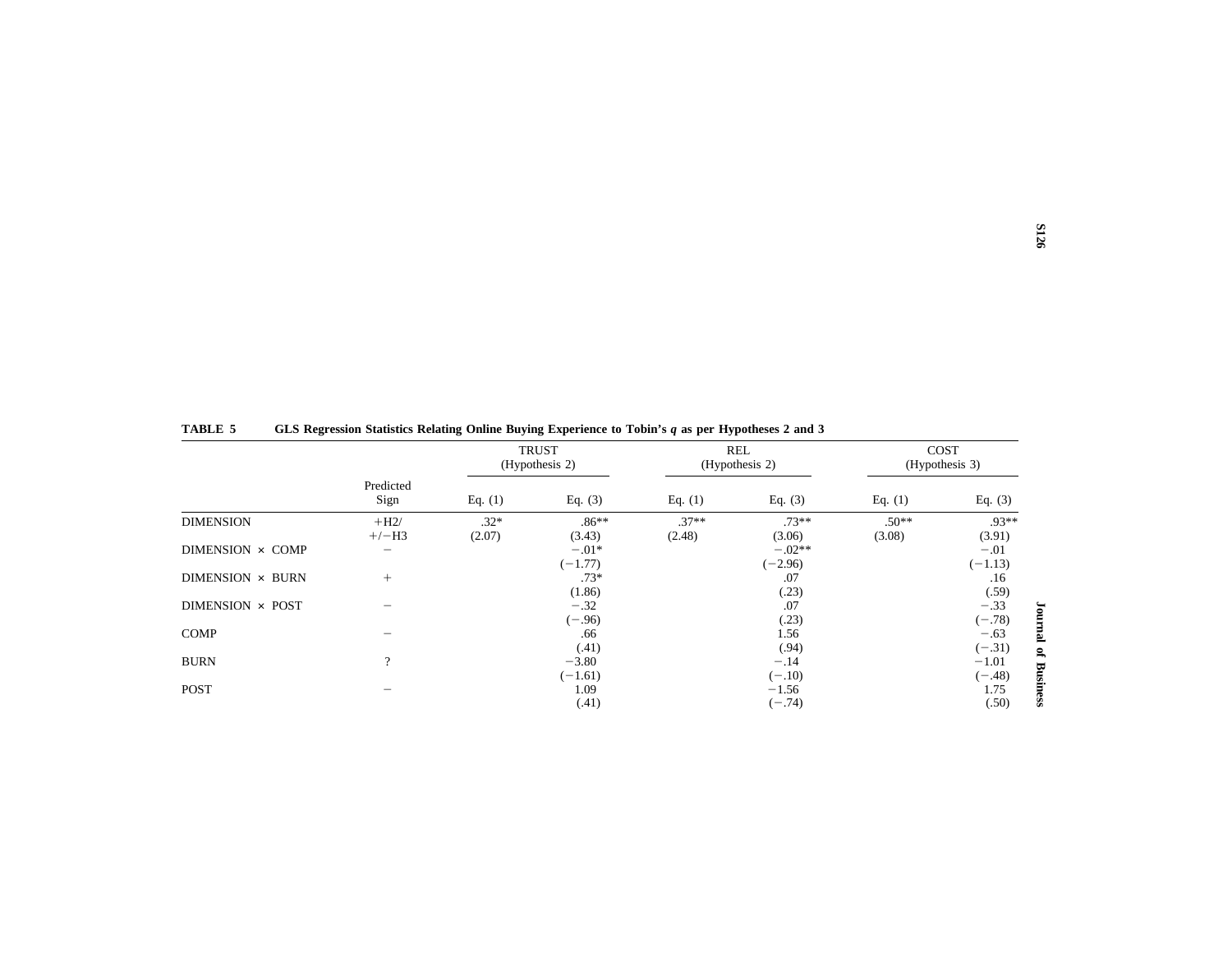**TABLE 5 GLS Regression Statistics Relating Online Buying Experience to Tobin's *q* as per Hypotheses 2 and 3**

| | Predicted Sign | TRUST (Hypothesis 2) | | REL (Hypothesis 2) | | COST (Hypothesis 3) | |
|---|---|---|---|---|---|---|---|
| | | Eq. (1) | Eq. (3) | Eq. (1) | Eq. (3) | Eq. (1) | Eq. (3) |
| DIMENSION | +H2/ +/−H3 | .32* (2.07) | .86** (3.43) | .37** (2.48) | .73** (3.06) | .50** (3.08) | .93** (3.91) |
| DIMENSION × COMP | − | | −.01* (−1.77) | | −.02** (−2.96) | | −.01 (−1.13) |
| DIMENSION × BURN | + | | .73* (1.86) | | .07 (.23) | | .16 (.59) |
| DIMENSION × POST | − | | −.32 (−.96) | | .07 (.23) | | −.33 (−.78) |
| COMP | − | | .66 (.41) | | 1.56 (.94) | | −.63 (−.31) |
| BURN | ? | | −3.80 (−1.61) | | −.14 (−.10) | | −1.01 (−.48) |
| POST | − | | 1.09 (.41) | | −1.56 (−.74) | | 1.75 (.50) |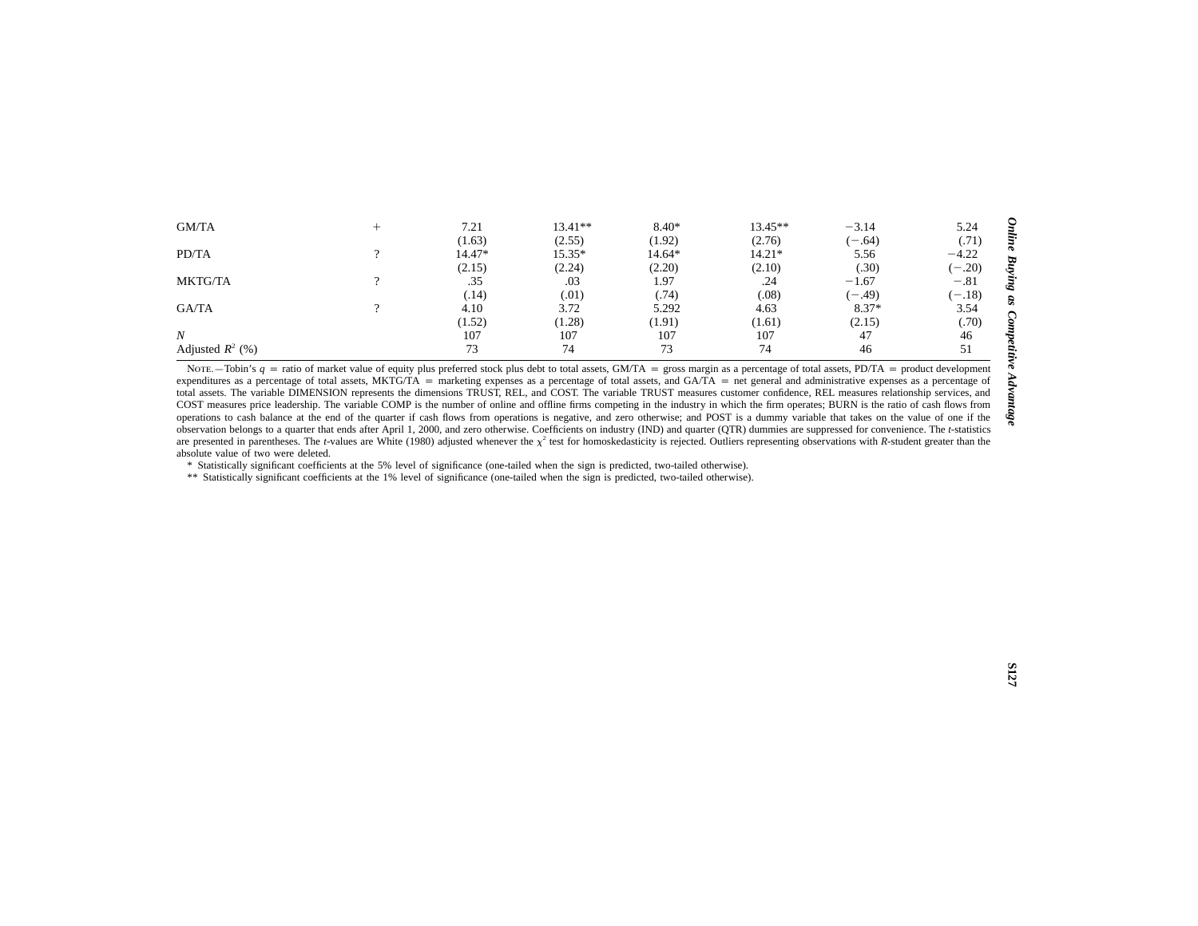| | | | | | | | |
|---|---|---|---|---|---|---|---|
| GM/TA | + | 7.21 | 13.41** | 8.40* | 13.45** | −3.14 | 5.24 |
| | | (1.63) | (2.55) | (1.92) | (2.76) | (−.64) | (.71) |
| PD/TA | ? | 14.47* | 15.35* | 14.64* | 14.21* | 5.56 | −4.22 |
| | | (2.15) | (2.24) | (2.20) | (2.10) | (.30) | (−.20) |
| MKTG/TA | ? | .35 | .03 | 1.97 | .24 | −1.67 | −.81 |
| | | (.14) | (.01) | (.74) | (.08) | (−.49) | (−.18) |
| GA/TA | ? | 4.10 | 3.72 | 5.292 | 4.63 | 8.37* | 3.54 |
| | | (1.52) | (1.28) | (1.91) | (1.61) | (2.15) | (.70) |
| *N* | | 107 | 107 | 107 | 107 | 47 | 46 |
| Adjusted $R^2$ (%) | | 73 | 74 | 73 | 74 | 46 | 51 |

NOTE.—Tobin's $q$ = ratio of market value of equity plus preferred stock plus debt to total assets, GM/TA = gross margin as a percentage of total assets, PD/TA = product development expenditures as a percentage of total assets, MKTG/TA = marketing expenses as a percentage of total assets, and GA/TA = net general and administrative expenses as a percentage of total assets. The variable DIMENSION represents the dimensions TRUST, REL, and COST. The variable TRUST measures customer confidence, REL measures relationship services, and COST measures price leadership. The variable COMP is the number of online and offline firms competing in the industry in which the firm operates; BURN is the ratio of cash flows from operations to cash balance at the end of the quarter if cash flows from operations is negative, and zero otherwise; and POST is a dummy variable that takes on the value of one if the observation belongs to a quarter that ends after April 1, 2000, and zero otherwise. Coefficients on industry (IND) and quarter (QTR) dummies are suppressed for convenience. The *t*-statistics are presented in parentheses. The *t*-values are White (1980) adjusted whenever the $\chi^2$ test for homoskedasticity is rejected. Outliers representing observations with *R*-student greater than the absolute value of two were deleted.

\* Statistically significant coefficients at the 5% level of significance (one-tailed when the sign is predicted, two-tailed otherwise).

\** Statistically significant coefficients at the 1% level of significance (one-tailed when the sign is predicted, two-tailed otherwise).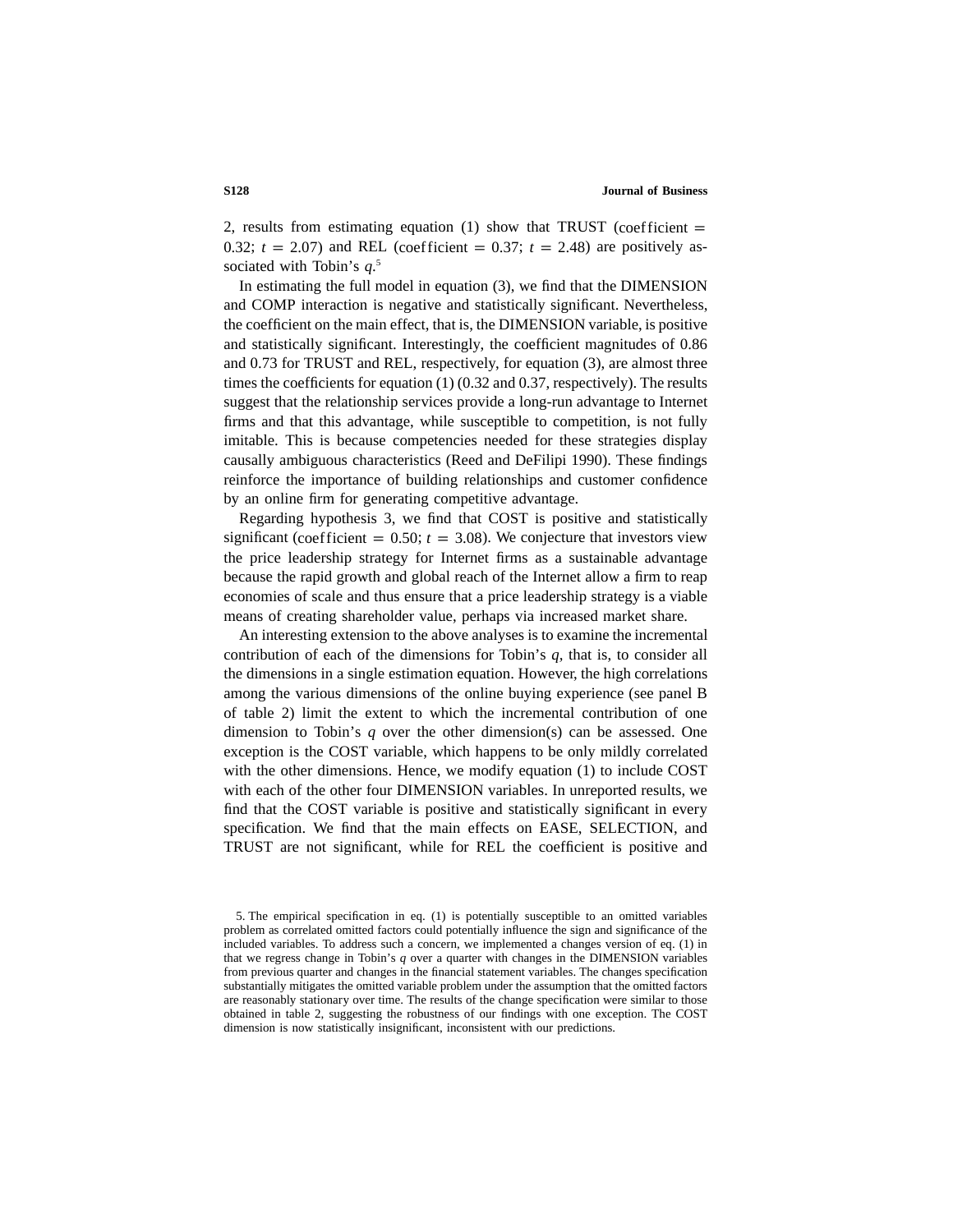2, results from estimating equation (1) show that TRUST (coefficient = 0.32; $t = 2.07$) and REL (coefficient = 0.37; $t = 2.48$) are positively associated with Tobin's $q$.[5]

In estimating the full model in equation (3), we find that the DIMENSION and COMP interaction is negative and statistically significant. Nevertheless, the coefficient on the main effect, that is, the DIMENSION variable, is positive and statistically significant. Interestingly, the coefficient magnitudes of 0.86 and 0.73 for TRUST and REL, respectively, for equation (3), are almost three times the coefficients for equation (1) (0.32 and 0.37, respectively). The results suggest that the relationship services provide a long-run advantage to Internet firms and that this advantage, while susceptible to competition, is not fully imitable. This is because competencies needed for these strategies display causally ambiguous characteristics (Reed and DeFilipi 1990). These findings reinforce the importance of building relationships and customer confidence by an online firm for generating competitive advantage.

Regarding hypothesis 3, we find that COST is positive and statistically significant (coefficient = 0.50; $t = 3.08$). We conjecture that investors view the price leadership strategy for Internet firms as a sustainable advantage because the rapid growth and global reach of the Internet allow a firm to reap economies of scale and thus ensure that a price leadership strategy is a viable means of creating shareholder value, perhaps via increased market share.

An interesting extension to the above analyses is to examine the incremental contribution of each of the dimensions for Tobin's $q$, that is, to consider all the dimensions in a single estimation equation. However, the high correlations among the various dimensions of the online buying experience (see panel B of table 2) limit the extent to which the incremental contribution of one dimension to Tobin's $q$ over the other dimension(s) can be assessed. One exception is the COST variable, which happens to be only mildly correlated with the other dimensions. Hence, we modify equation (1) to include COST with each of the other four DIMENSION variables. In unreported results, we find that the COST variable is positive and statistically significant in every specification. We find that the main effects on EASE, SELECTION, and TRUST are not significant, while for REL the coefficient is positive and

5. The empirical specification in eq. (1) is potentially susceptible to an omitted variables problem as correlated omitted factors could potentially influence the sign and significance of the included variables. To address such a concern, we implemented a changes version of eq. (1) in that we regress change in Tobin's $q$ over a quarter with changes in the DIMENSION variables from previous quarter and changes in the financial statement variables. The changes specification substantially mitigates the omitted variable problem under the assumption that the omitted factors are reasonably stationary over time. The results of the change specification were similar to those obtained in table 2, suggesting the robustness of our findings with one exception. The COST dimension is now statistically insignificant, inconsistent with our predictions.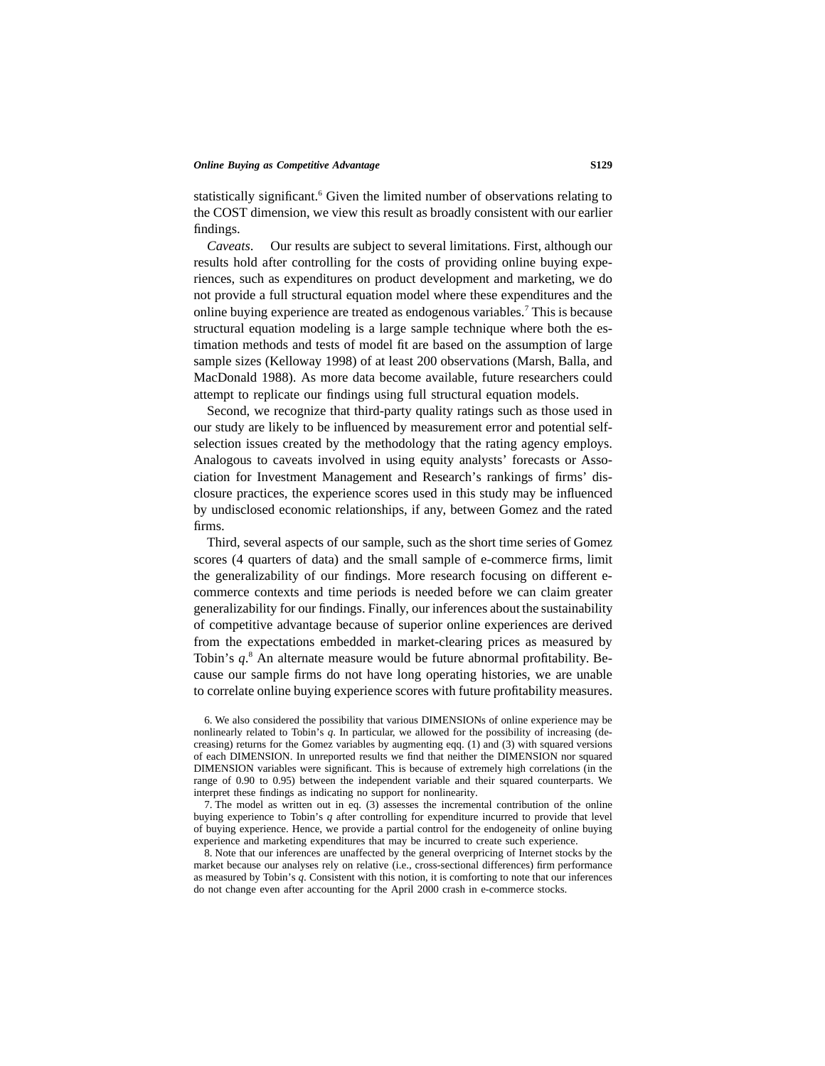statistically significant.[6] Given the limited number of observations relating to the COST dimension, we view this result as broadly consistent with our earlier findings.

*Caveats*. Our results are subject to several limitations. First, although our results hold after controlling for the costs of providing online buying experiences, such as expenditures on product development and marketing, we do not provide a full structural equation model where these expenditures and the online buying experience are treated as endogenous variables.[7] This is because structural equation modeling is a large sample technique where both the estimation methods and tests of model fit are based on the assumption of large sample sizes (Kelloway 1998) of at least 200 observations (Marsh, Balla, and MacDonald 1988). As more data become available, future researchers could attempt to replicate our findings using full structural equation models.

Second, we recognize that third-party quality ratings such as those used in our study are likely to be influenced by measurement error and potential self-selection issues created by the methodology that the rating agency employs. Analogous to caveats involved in using equity analysts' forecasts or Association for Investment Management and Research's rankings of firms' disclosure practices, the experience scores used in this study may be influenced by undisclosed economic relationships, if any, between Gomez and the rated firms.

Third, several aspects of our sample, such as the short time series of Gomez scores (4 quarters of data) and the small sample of e-commerce firms, limit the generalizability of our findings. More research focusing on different e-commerce contexts and time periods is needed before we can claim greater generalizability for our findings. Finally, our inferences about the sustainability of competitive advantage because of superior online experiences are derived from the expectations embedded in market-clearing prices as measured by Tobin's $q$.[8] An alternate measure would be future abnormal profitability. Because our sample firms do not have long operating histories, we are unable to correlate online buying experience scores with future profitability measures.

6. We also considered the possibility that various DIMENSIONs of online experience may be nonlinearly related to Tobin's $q$. In particular, we allowed for the possibility of increasing (decreasing) returns for the Gomez variables by augmenting eqq. (1) and (3) with squared versions of each DIMENSION. In unreported results we find that neither the DIMENSION nor squared DIMENSION variables were significant. This is because of extremely high correlations (in the range of 0.90 to 0.95) between the independent variable and their squared counterparts. We interpret these findings as indicating no support for nonlinearity.

7. The model as written out in eq. (3) assesses the incremental contribution of the online buying experience to Tobin's $q$ after controlling for expenditure incurred to provide that level of buying experience. Hence, we provide a partial control for the endogeneity of online buying experience and marketing expenditures that may be incurred to create such experience.

8. Note that our inferences are unaffected by the general overpricing of Internet stocks by the market because our analyses rely on relative (i.e., cross-sectional differences) firm performance as measured by Tobin's $q$. Consistent with this notion, it is comforting to note that our inferences do not change even after accounting for the April 2000 crash in e-commerce stocks.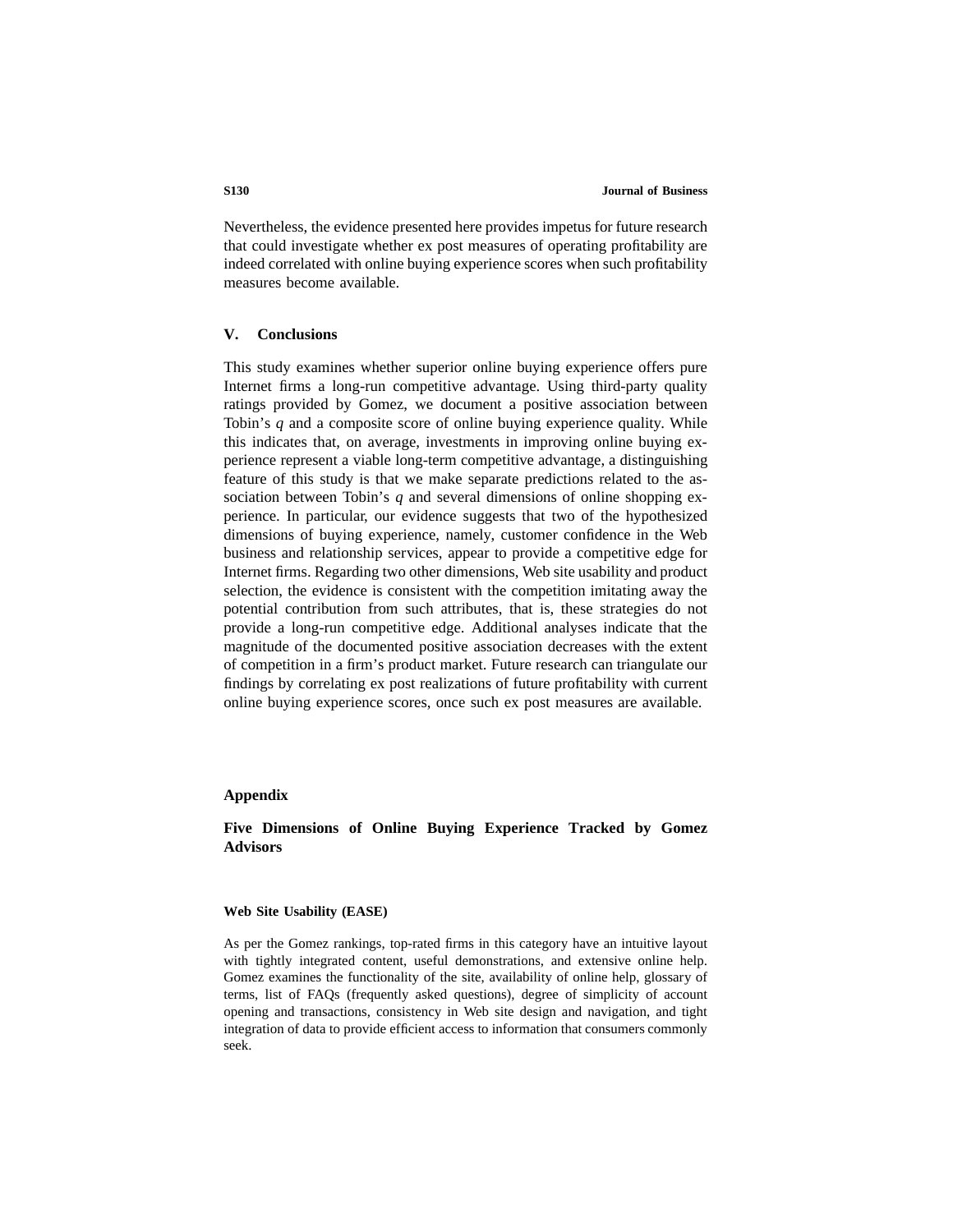Nevertheless, the evidence presented here provides impetus for future research that could investigate whether ex post measures of operating profitability are indeed correlated with online buying experience scores when such profitability measures become available.

## V. Conclusions

This study examines whether superior online buying experience offers pure Internet firms a long-run competitive advantage. Using third-party quality ratings provided by Gomez, we document a positive association between Tobin's $q$ and a composite score of online buying experience quality. While this indicates that, on average, investments in improving online buying experience represent a viable long-term competitive advantage, a distinguishing feature of this study is that we make separate predictions related to the association between Tobin's $q$ and several dimensions of online shopping experience. In particular, our evidence suggests that two of the hypothesized dimensions of buying experience, namely, customer confidence in the Web business and relationship services, appear to provide a competitive edge for Internet firms. Regarding two other dimensions, Web site usability and product selection, the evidence is consistent with the competition imitating away the potential contribution from such attributes, that is, these strategies do not provide a long-run competitive edge. Additional analyses indicate that the magnitude of the documented positive association decreases with the extent of competition in a firm's product market. Future research can triangulate our findings by correlating ex post realizations of future profitability with current online buying experience scores, once such ex post measures are available.

## Appendix

### Five Dimensions of Online Buying Experience Tracked by Gomez Advisors

#### Web Site Usability (EASE)

As per the Gomez rankings, top-rated firms in this category have an intuitive layout with tightly integrated content, useful demonstrations, and extensive online help. Gomez examines the functionality of the site, availability of online help, glossary of terms, list of FAQs (frequently asked questions), degree of simplicity of account opening and transactions, consistency in Web site design and navigation, and tight integration of data to provide efficient access to information that consumers commonly seek.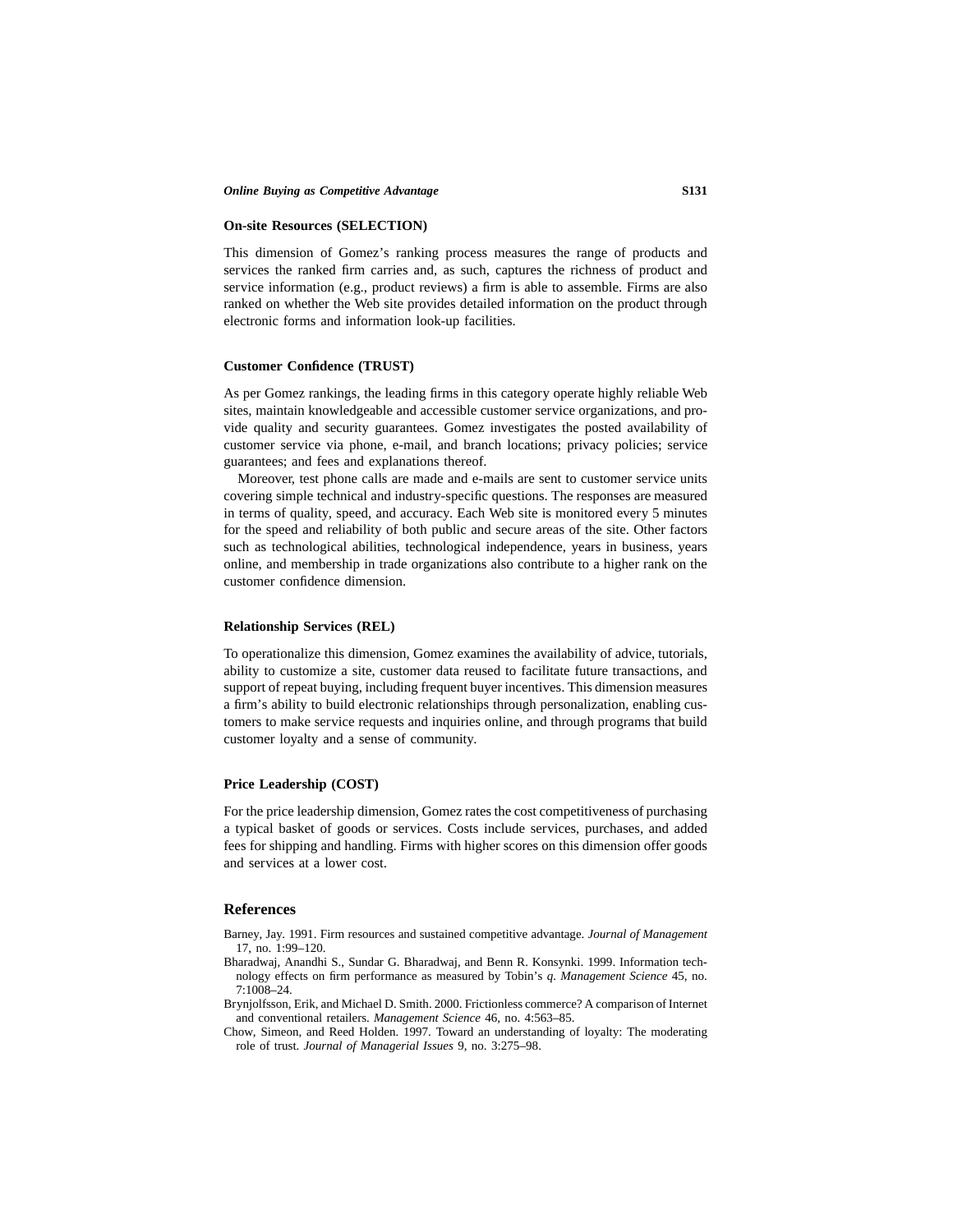### On-site Resources (SELECTION)

This dimension of Gomez's ranking process measures the range of products and services the ranked firm carries and, as such, captures the richness of product and service information (e.g., product reviews) a firm is able to assemble. Firms are also ranked on whether the Web site provides detailed information on the product through electronic forms and information look-up facilities.

### Customer Confidence (TRUST)

As per Gomez rankings, the leading firms in this category operate highly reliable Web sites, maintain knowledgeable and accessible customer service organizations, and provide quality and security guarantees. Gomez investigates the posted availability of customer service via phone, e-mail, and branch locations; privacy policies; service guarantees; and fees and explanations thereof.

Moreover, test phone calls are made and e-mails are sent to customer service units covering simple technical and industry-specific questions. The responses are measured in terms of quality, speed, and accuracy. Each Web site is monitored every 5 minutes for the speed and reliability of both public and secure areas of the site. Other factors such as technological abilities, technological independence, years in business, years online, and membership in trade organizations also contribute to a higher rank on the customer confidence dimension.

### Relationship Services (REL)

To operationalize this dimension, Gomez examines the availability of advice, tutorials, ability to customize a site, customer data reused to facilitate future transactions, and support of repeat buying, including frequent buyer incentives. This dimension measures a firm's ability to build electronic relationships through personalization, enabling customers to make service requests and inquiries online, and through programs that build customer loyalty and a sense of community.

### Price Leadership (COST)

For the price leadership dimension, Gomez rates the cost competitiveness of purchasing a typical basket of goods or services. Costs include services, purchases, and added fees for shipping and handling. Firms with higher scores on this dimension offer goods and services at a lower cost.

## References

Barney, Jay. 1991. Firm resources and sustained competitive advantage. *Journal of Management* 17, no. 1:99–120.

Bharadwaj, Anandhi S., Sundar G. Bharadwaj, and Benn R. Konsynki. 1999. Information technology effects on firm performance as measured by Tobin's *q*. *Management Science* 45, no. 7:1008–24.

Brynjolfsson, Erik, and Michael D. Smith. 2000. Frictionless commerce? A comparison of Internet and conventional retailers. *Management Science* 46, no. 4:563–85.

Chow, Simeon, and Reed Holden. 1997. Toward an understanding of loyalty: The moderating role of trust. *Journal of Managerial Issues* 9, no. 3:275–98.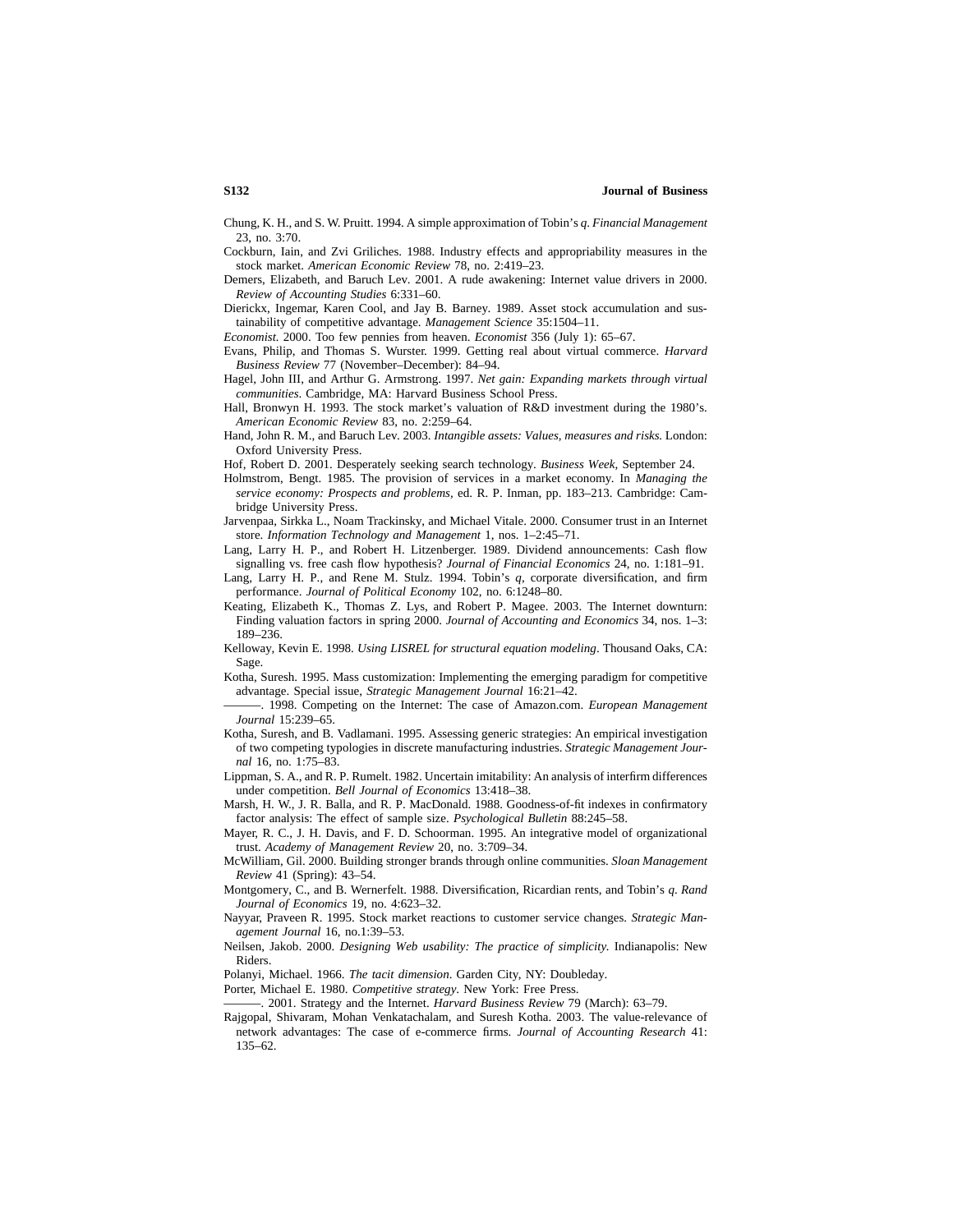Chung, K. H., and S. W. Pruitt. 1994. A simple approximation of Tobin's *q*. *Financial Management* 23, no. 3:70.

Cockburn, Iain, and Zvi Griliches. 1988. Industry effects and appropriability measures in the stock market. *American Economic Review* 78, no. 2:419–23.

Demers, Elizabeth, and Baruch Lev. 2001. A rude awakening: Internet value drivers in 2000. *Review of Accounting Studies* 6:331–60.

Dierickx, Ingemar, Karen Cool, and Jay B. Barney. 1989. Asset stock accumulation and sustainability of competitive advantage. *Management Science* 35:1504–11.

*Economist.* 2000. Too few pennies from heaven. *Economist* 356 (July 1): 65–67.

Evans, Philip, and Thomas S. Wurster. 1999. Getting real about virtual commerce. *Harvard Business Review* 77 (November–December): 84–94.

Hagel, John III, and Arthur G. Armstrong. 1997. *Net gain: Expanding markets through virtual communities*. Cambridge, MA: Harvard Business School Press.

Hall, Bronwyn H. 1993. The stock market's valuation of R&D investment during the 1980's. *American Economic Review* 83, no. 2:259–64.

Hand, John R. M., and Baruch Lev. 2003. *Intangible assets: Values, measures and risks.* London: Oxford University Press.

Hof, Robert D. 2001. Desperately seeking search technology. *Business Week,* September 24.

Holmstrom, Bengt. 1985. The provision of services in a market economy. In *Managing the service economy: Prospects and problems*, ed. R. P. Inman, pp. 183–213. Cambridge: Cambridge University Press.

Jarvenpaa, Sirkka L., Noam Trackinsky, and Michael Vitale. 2000. Consumer trust in an Internet store. *Information Technology and Management* 1, nos. 1–2:45–71.

Lang, Larry H. P., and Robert H. Litzenberger. 1989. Dividend announcements: Cash flow signalling vs. free cash flow hypothesis? *Journal of Financial Economics* 24, no. 1:181–91.

Lang, Larry H. P., and Rene M. Stulz. 1994. Tobin's *q*, corporate diversification, and firm performance. *Journal of Political Economy* 102, no. 6:1248–80.

Keating, Elizabeth K., Thomas Z. Lys, and Robert P. Magee. 2003. The Internet downturn: Finding valuation factors in spring 2000. *Journal of Accounting and Economics* 34, nos. 1–3: 189–236.

Kelloway, Kevin E. 1998. *Using LISREL for structural equation modeling*. Thousand Oaks, CA: Sage.

Kotha, Suresh. 1995. Mass customization: Implementing the emerging paradigm for competitive advantage. Special issue, *Strategic Management Journal* 16:21–42.

———. 1998. Competing on the Internet: The case of Amazon.com. *European Management Journal* 15:239–65.

Kotha, Suresh, and B. Vadlamani. 1995. Assessing generic strategies: An empirical investigation of two competing typologies in discrete manufacturing industries. *Strategic Management Journal* 16, no. 1:75–83.

Lippman, S. A., and R. P. Rumelt. 1982. Uncertain imitability: An analysis of interfirm differences under competition. *Bell Journal of Economics* 13:418–38.

Marsh, H. W., J. R. Balla, and R. P. MacDonald. 1988. Goodness-of-fit indexes in confirmatory factor analysis: The effect of sample size. *Psychological Bulletin* 88:245–58.

Mayer, R. C., J. H. Davis, and F. D. Schoorman. 1995. An integrative model of organizational trust. *Academy of Management Review* 20, no. 3:709–34.

McWilliam, Gil. 2000. Building stronger brands through online communities. *Sloan Management Review* 41 (Spring): 43–54.

Montgomery, C., and B. Wernerfelt. 1988. Diversification, Ricardian rents, and Tobin's *q*. *Rand Journal of Economics* 19, no. 4:623–32.

Nayyar, Praveen R. 1995. Stock market reactions to customer service changes. *Strategic Management Journal* 16, no.1:39–53.

Neilsen, Jakob. 2000. *Designing Web usability: The practice of simplicity.* Indianapolis: New Riders.

Polanyi, Michael. 1966. *The tacit dimension*. Garden City, NY: Doubleday.

Porter, Michael E. 1980. *Competitive strategy*. New York: Free Press.

———. 2001. Strategy and the Internet. *Harvard Business Review* 79 (March): 63–79.

Rajgopal, Shivaram, Mohan Venkatachalam, and Suresh Kotha. 2003. The value-relevance of network advantages: The case of e-commerce firms. *Journal of Accounting Research* 41: 135–62.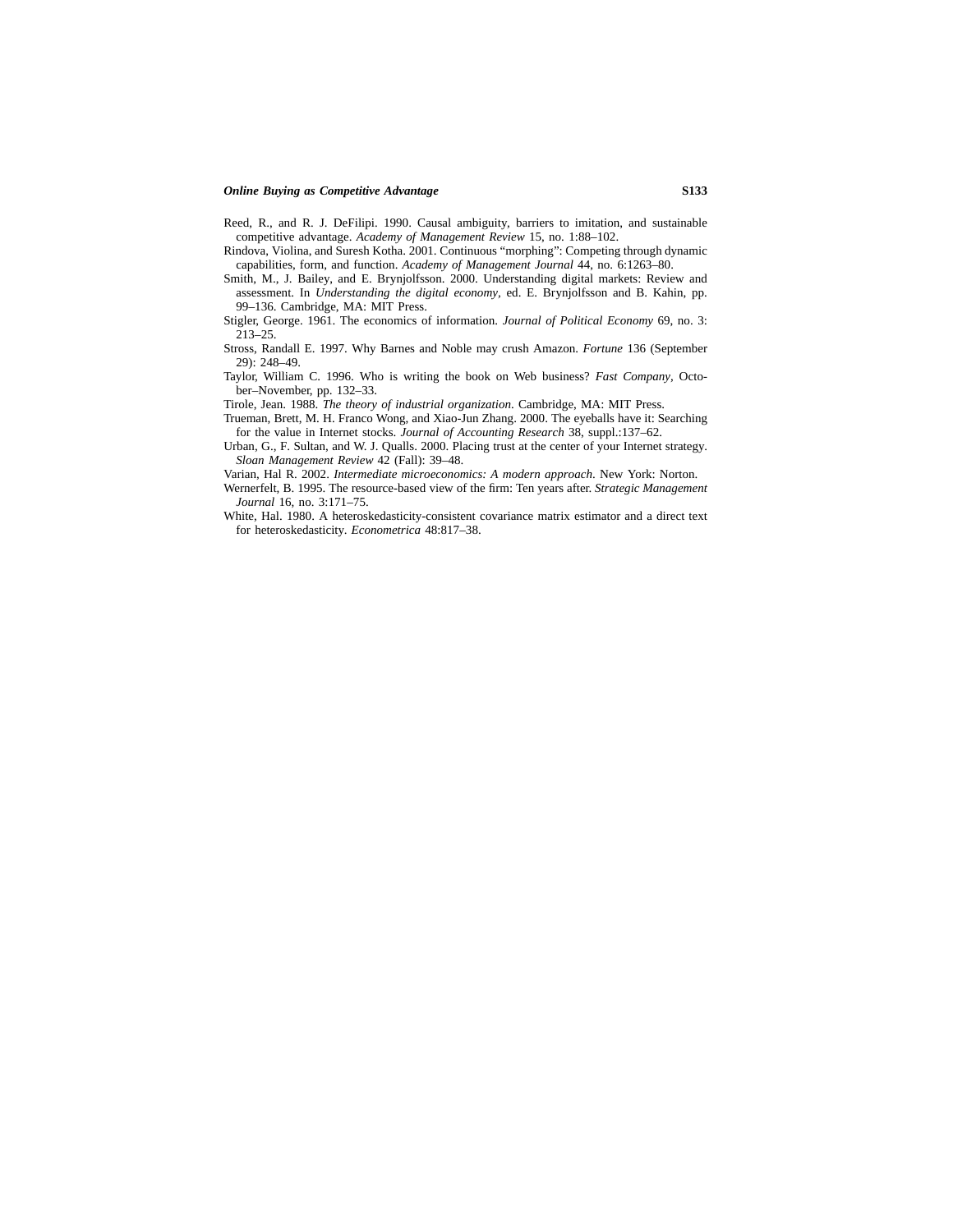Reed, R., and R. J. DeFilipi. 1990. Causal ambiguity, barriers to imitation, and sustainable competitive advantage. *Academy of Management Review* 15, no. 1:88–102.

Rindova, Violina, and Suresh Kotha. 2001. Continuous "morphing": Competing through dynamic capabilities, form, and function. *Academy of Management Journal* 44, no. 6:1263–80.

Smith, M., J. Bailey, and E. Brynjolfsson. 2000. Understanding digital markets: Review and assessment. In *Understanding the digital economy*, ed. E. Brynjolfsson and B. Kahin, pp. 99–136. Cambridge, MA: MIT Press.

Stigler, George. 1961. The economics of information. *Journal of Political Economy* 69, no. 3: 213–25.

Stross, Randall E. 1997. Why Barnes and Noble may crush Amazon. *Fortune* 136 (September 29): 248–49.

Taylor, William C. 1996. Who is writing the book on Web business? *Fast Company*, October–November, pp. 132–33.

Tirole, Jean. 1988. *The theory of industrial organization*. Cambridge, MA: MIT Press.

Trueman, Brett, M. H. Franco Wong, and Xiao-Jun Zhang. 2000. The eyeballs have it: Searching for the value in Internet stocks. *Journal of Accounting Research* 38, suppl.:137–62.

Urban, G., F. Sultan, and W. J. Qualls. 2000. Placing trust at the center of your Internet strategy. *Sloan Management Review* 42 (Fall): 39–48.

Varian, Hal R. 2002. *Intermediate microeconomics: A modern approach*. New York: Norton.

Wernerfelt, B. 1995. The resource-based view of the firm: Ten years after. *Strategic Management Journal* 16, no. 3:171–75.

White, Hal. 1980. A heteroskedasticity-consistent covariance matrix estimator and a direct text for heteroskedasticity. *Econometrica* 48:817–38.